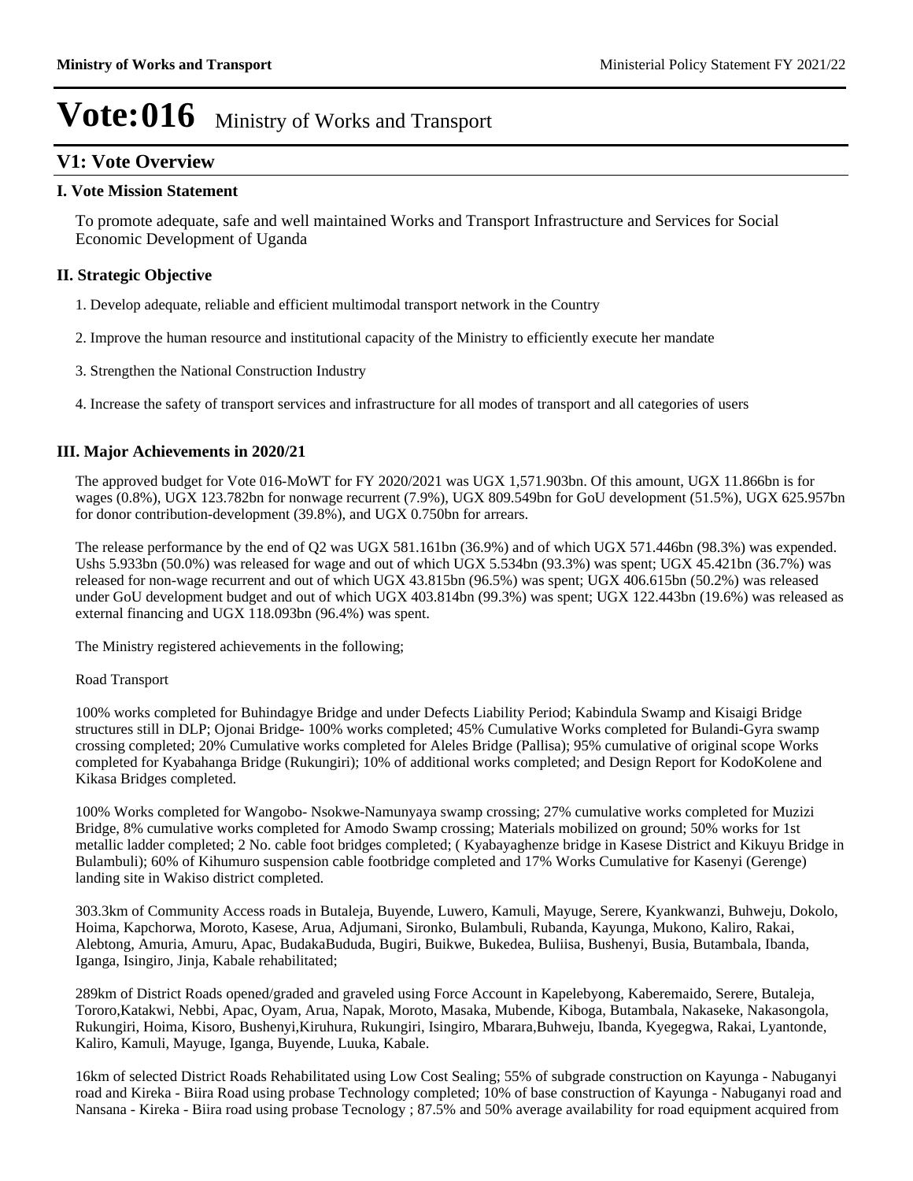# Vote:016 Ministry of Works and Transport

## V1: Vote Overview

### I. Vote Mission Statement

To promote adequate, safe and well maintained Works and Transport Infrastructure and Services for Social Economic Development of Uganda

### II. Strategic Objective

1. Develop adequate, reliable and efficient multimodal transport network in the Country

2. Improve the human resource and institutional capacity of the Ministry to efficiently execute her mandate

3. Strengthen the National Construction Industry

4. Increase the safety of transport services and infrastructure for all modes of transport and all categories of users

### III. Major Achievements in 2020/21

The approved budget for Vote 016-MoWT for FY 2020/2021 was UGX 1,571.903bn. Of this amount, UGX 11.866bn is for wages (0.8%), UGX 123.782bn for nonwage recurrent (7.9%), UGX 809.549bn for GoU development (51.5%), UGX 625.957bn for donor contribution-development (39.8%), and UGX 0.750bn for arrears.

The release performance by the end of Q2 was UGX 581.161bn (36.9%) and of which UGX 571.446bn (98.3%) was expended. Ushs 5.933bn (50.0%) was released for wage and out of which UGX 5.534bn (93.3%) was spent; UGX 45.421bn (36.7%) was released for non-wage recurrent and out of which UGX 43.815bn (96.5%) was spent; UGX 406.615bn (50.2%) was released under GoU development budget and out of which UGX 403.814bn (99.3%) was spent; UGX 122.443bn (19.6%) was released as external financing and UGX 118.093bn (96.4%) was spent.

The Ministry registered achievements in the following;

Road Transport

100% works completed for Buhindagye Bridge and under Defects Liability Period; Kabindula Swamp and Kisaigi Bridge structures still in DLP; Ojonai Bridge- 100% works completed; 45% Cumulative Works completed for Bulandi-Gyra swamp crossing completed; 20% Cumulative works completed for Aleles Bridge (Pallisa); 95% cumulative of original scope Works completed for Kyabahanga Bridge (Rukungiri); 10% of additional works completed; and Design Report for KodoKolene and Kikasa Bridges completed.

100% Works completed for Wangobo- Nsokwe-Namunyaya swamp crossing; 27% cumulative works completed for Muzizi Bridge, 8% cumulative works completed for Amodo Swamp crossing; Materials mobilized on ground; 50% works for 1st metallic ladder completed; 2 No. cable foot bridges completed; ( Kyabayaghenze bridge in Kasese District and Kikuyu Bridge in Bulambuli); 60% of Kihumuro suspension cable footbridge completed and 17% Works Cumulative for Kasenyi (Gerenge) landing site in Wakiso district completed.

303.3km of Community Access roads in Butaleja, Buyende, Luwero, Kamuli, Mayuge, Serere, Kyankwanzi, Buhweju, Dokolo, Hoima, Kapchorwa, Moroto, Kasese, Arua, Adjumani, Sironko, Bulambuli, Rubanda, Kayunga, Mukono, Kaliro, Rakai, Alebtong, Amuria, Amuru, Apac, BudakaBududa, Bugiri, Buikwe, Bukedea, Buliisa, Bushenyi, Busia, Butambala, Ibanda, Iganga, Isingiro, Jinja, Kabale rehabilitated;

289km of District Roads opened/graded and graveled using Force Account in Kapelebyong, Kaberemaido, Serere, Butaleja, Tororo,Katakwi, Nebbi, Apac, Oyam, Arua, Napak, Moroto, Masaka, Mubende, Kiboga, Butambala, Nakaseke, Nakasongola, Rukungiri, Hoima, Kisoro, Bushenyi,Kiruhura, Rukungiri, Isingiro, Mbarara,Buhweju, Ibanda, Kyegegwa, Rakai, Lyantonde, Kaliro, Kamuli, Mayuge, Iganga, Buyende, Luuka, Kabale.

16km of selected District Roads Rehabilitated using Low Cost Sealing; 55% of subgrade construction on Kayunga - Nabuganyi road and Kireka - Biira Road using probase Technology completed; 10% of base construction of Kayunga - Nabuganyi road and Nansana - Kireka - Biira road using probase Tecnology ; 87.5% and 50% average availability for road equipment acquired from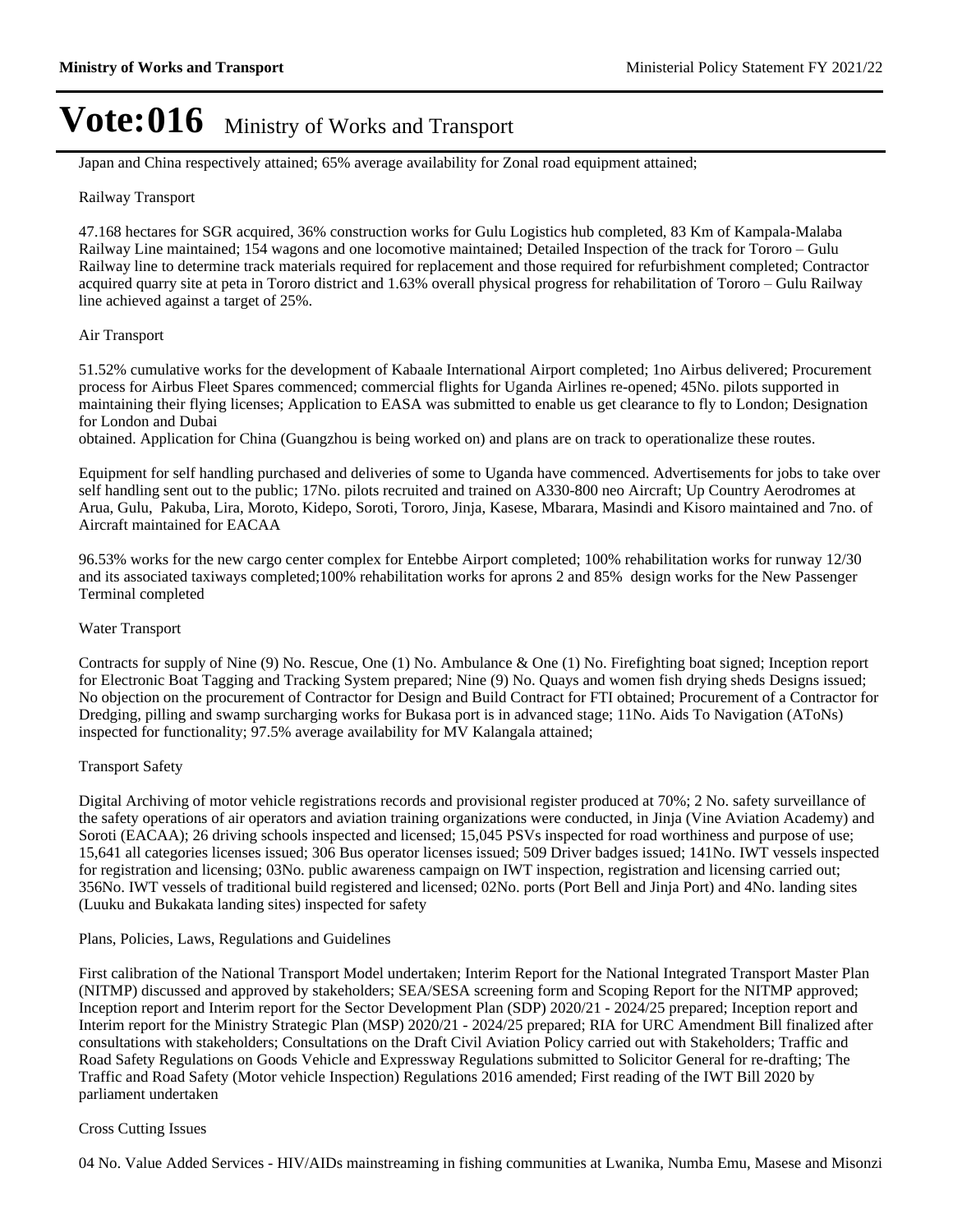Japan and China respectively attained; 65% average availability for Zonal road equipment attained;

Railway Transport

47.168 hectares for SGR acquired, 36% construction works for Gulu Logistics hub completed, 83 Km of Kampala-Malaba Railway Line maintained; 154 wagons and one locomotive maintained; Detailed Inspection of the track for Tororo – Gulu Railway line to determine track materials required for replacement and those required for refurbishment completed; Contractor acquired quarry site at peta in Tororo district and 1.63% overall physical progress for rehabilitation of Tororo – Gulu Railway line achieved against a target of 25%.

Air Transport

51.52% cumulative works for the development of Kabaale International Airport completed; 1no Airbus delivered; Procurement process for Airbus Fleet Spares commenced; commercial flights for Uganda Airlines re-opened; 45No. pilots supported in maintaining their flying licenses; Application to EASA was submitted to enable us get clearance to fly to London; Designation for London and Dubai
obtained. Application for China (Guangzhou is being worked on) and plans are on track to operationalize these routes.

Equipment for self handling purchased and deliveries of some to Uganda have commenced. Advertisements for jobs to take over self handling sent out to the public; 17No. pilots recruited and trained on A330-800 neo Aircraft; Up Country Aerodromes at Arua, Gulu, Pakuba, Lira, Moroto, Kidepo, Soroti, Tororo, Jinja, Kasese, Mbarara, Masindi and Kisoro maintained and 7no. of Aircraft maintained for EACAA

96.53% works for the new cargo center complex for Entebbe Airport completed; 100% rehabilitation works for runway 12/30 and its associated taxiways completed;100% rehabilitation works for aprons 2 and 85% design works for the New Passenger Terminal completed

Water Transport

Contracts for supply of Nine (9) No. Rescue, One (1) No. Ambulance & One (1) No. Firefighting boat signed; Inception report for Electronic Boat Tagging and Tracking System prepared; Nine (9) No. Quays and women fish drying sheds Designs issued; No objection on the procurement of Contractor for Design and Build Contract for FTI obtained; Procurement of a Contractor for Dredging, pilling and swamp surcharging works for Bukasa port is in advanced stage; 11No. Aids To Navigation (AToNs) inspected for functionality; 97.5% average availability for MV Kalangala attained;

Transport Safety

Digital Archiving of motor vehicle registrations records and provisional register produced at 70%; 2 No. safety surveillance of the safety operations of air operators and aviation training organizations were conducted, in Jinja (Vine Aviation Academy) and Soroti (EACAA); 26 driving schools inspected and licensed; 15,045 PSVs inspected for road worthiness and purpose of use; 15,641 all categories licenses issued; 306 Bus operator licenses issued; 509 Driver badges issued; 141No. IWT vessels inspected for registration and licensing; 03No. public awareness campaign on IWT inspection, registration and licensing carried out; 356No. IWT vessels of traditional build registered and licensed; 02No. ports (Port Bell and Jinja Port) and 4No. landing sites (Luuku and Bukakata landing sites) inspected for safety

Plans, Policies, Laws, Regulations and Guidelines

First calibration of the National Transport Model undertaken; Interim Report for the National Integrated Transport Master Plan (NITMP) discussed and approved by stakeholders; SEA/SESA screening form and Scoping Report for the NITMP approved; Inception report and Interim report for the Sector Development Plan (SDP) 2020/21 - 2024/25 prepared; Inception report and Interim report for the Ministry Strategic Plan (MSP) 2020/21 - 2024/25 prepared; RIA for URC Amendment Bill finalized after consultations with stakeholders; Consultations on the Draft Civil Aviation Policy carried out with Stakeholders; Traffic and Road Safety Regulations on Goods Vehicle and Expressway Regulations submitted to Solicitor General for re-drafting; The Traffic and Road Safety (Motor vehicle Inspection) Regulations 2016 amended; First reading of the IWT Bill 2020 by parliament undertaken

Cross Cutting Issues

04 No. Value Added Services - HIV/AIDs mainstreaming in fishing communities at Lwanika, Numba Emu, Masese and Misonzi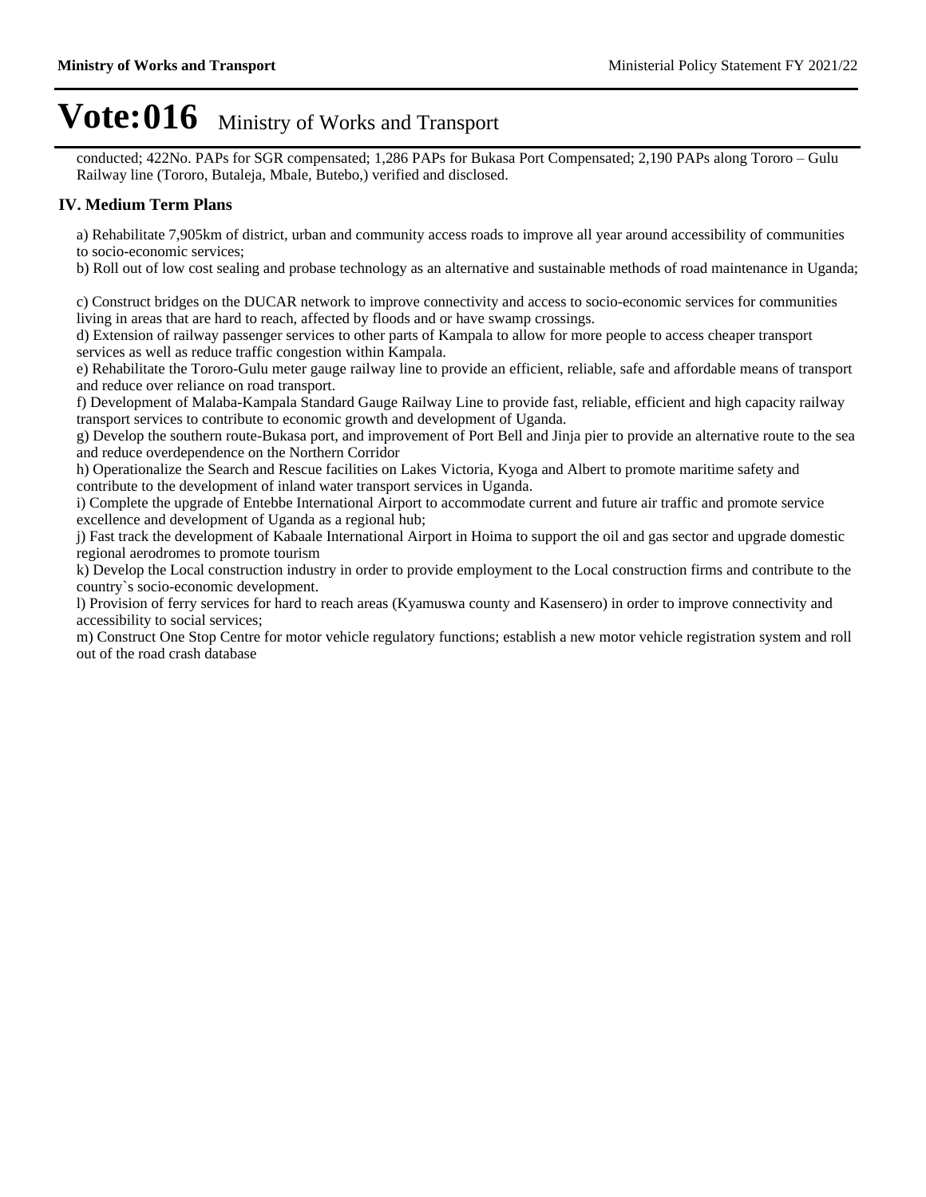# Vote:016 Ministry of Works and Transport

conducted; 422No. PAPs for SGR compensated; 1,286 PAPs for Bukasa Port Compensated; 2,190 PAPs along Tororo – Gulu Railway line (Tororo, Butaleja, Mbale, Butebo,) verified and disclosed.

## IV. Medium Term Plans

a) Rehabilitate 7,905km of district, urban and community access roads to improve all year around accessibility of communities to socio-economic services;

b) Roll out of low cost sealing and probase technology as an alternative and sustainable methods of road maintenance in Uganda;

c) Construct bridges on the DUCAR network to improve connectivity and access to socio-economic services for communities living in areas that are hard to reach, affected by floods and or have swamp crossings.

d) Extension of railway passenger services to other parts of Kampala to allow for more people to access cheaper transport services as well as reduce traffic congestion within Kampala.

e) Rehabilitate the Tororo-Gulu meter gauge railway line to provide an efficient, reliable, safe and affordable means of transport and reduce over reliance on road transport.

f) Development of Malaba-Kampala Standard Gauge Railway Line to provide fast, reliable, efficient and high capacity railway transport services to contribute to economic growth and development of Uganda.

g) Develop the southern route-Bukasa port, and improvement of Port Bell and Jinja pier to provide an alternative route to the sea and reduce overdependence on the Northern Corridor

h) Operationalize the Search and Rescue facilities on Lakes Victoria, Kyoga and Albert to promote maritime safety and contribute to the development of inland water transport services in Uganda.

i) Complete the upgrade of Entebbe International Airport to accommodate current and future air traffic and promote service excellence and development of Uganda as a regional hub;

j) Fast track the development of Kabaale International Airport in Hoima to support the oil and gas sector and upgrade domestic regional aerodromes to promote tourism

k) Develop the Local construction industry in order to provide employment to the Local construction firms and contribute to the country`s socio-economic development.

l) Provision of ferry services for hard to reach areas (Kyamuswa county and Kasensero) in order to improve connectivity and accessibility to social services;

m) Construct One Stop Centre for motor vehicle regulatory functions; establish a new motor vehicle registration system and roll out of the road crash database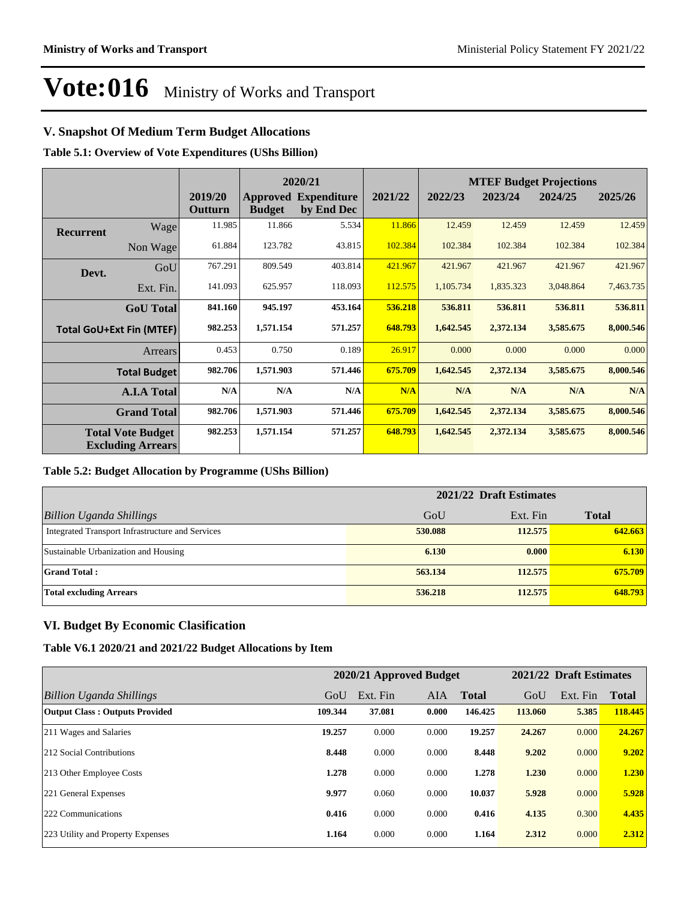# Vote:016 Ministry of Works and Transport

## V. Snapshot Of Medium Term Budget Allocations

**Table 5.1: Overview of Vote Expenditures (UShs Billion)**

| | | 2019/20 Outturn | 2020/21 Approved Budget | 2020/21 Expenditure by End Dec | 2021/22 | MTEF Budget Projections 2022/23 | 2023/24 | 2024/25 | 2025/26 |
|---|---|---|---|---|---|---|---|---|---|
| **Recurrent** | Wage | 11.985 | 11.866 | 5.534 | 11.866 | 12.459 | 12.459 | 12.459 | 12.459 |
| | Non Wage | 61.884 | 123.782 | 43.815 | 102.384 | 102.384 | 102.384 | 102.384 | 102.384 |
| **Devt.** | GoU | 767.291 | 809.549 | 403.814 | 421.967 | 421.967 | 421.967 | 421.967 | 421.967 |
| | Ext. Fin. | 141.093 | 625.957 | 118.093 | 112.575 | 1,105.734 | 1,835.323 | 3,048.864 | 7,463.735 |
| | **GoU Total** | **841.160** | **945.197** | **453.164** | **536.218** | **536.811** | **536.811** | **536.811** | **536.811** |
| | **Total GoU+Ext Fin (MTEF)** | **982.253** | **1,571.154** | **571.257** | **648.793** | **1,642.545** | **2,372.134** | **3,585.675** | **8,000.546** |
| | Arrears | 0.453 | 0.750 | 0.189 | 26.917 | 0.000 | 0.000 | 0.000 | 0.000 |
| | **Total Budget** | **982.706** | **1,571.903** | **571.446** | **675.709** | **1,642.545** | **2,372.134** | **3,585.675** | **8,000.546** |
| | **A.I.A Total** | **N/A** | **N/A** | **N/A** | **N/A** | **N/A** | **N/A** | **N/A** | **N/A** |
| | **Grand Total** | **982.706** | **1,571.903** | **571.446** | **675.709** | **1,642.545** | **2,372.134** | **3,585.675** | **8,000.546** |
| | **Total Vote Budget Excluding Arrears** | **982.253** | **1,571.154** | **571.257** | **648.793** | **1,642.545** | **2,372.134** | **3,585.675** | **8,000.546** |

**Table 5.2: Budget Allocation by Programme (UShs Billion)**

| | 2021/22 Draft Estimates | | |
|---|---|---|---|
| *Billion Uganda Shillings* | GoU | Ext. Fin | **Total** |
| Integrated Transport Infrastructure and Services | **530.088** | **112.575** | **642.663** |
| Sustainable Urbanization and Housing | **6.130** | **0.000** | **6.130** |
| **Grand Total :** | **563.134** | **112.575** | **675.709** |
| **Total excluding Arrears** | **536.218** | **112.575** | **648.793** |

## VI. Budget By Economic Clasification

**Table V6.1 2020/21 and 2021/22 Budget Allocations by Item**

| | 2020/21 Approved Budget | | | | 2021/22 Draft Estimates | | |
|---|---|---|---|---|---|---|---|
| *Billion Uganda Shillings* | GoU | Ext. Fin | AIA | **Total** | GoU | Ext. Fin | **Total** |
| **Output Class : Outputs Provided** | **109.344** | **37.081** | **0.000** | **146.425** | **113.060** | **5.385** | **118.445** |
| 211 Wages and Salaries | **19.257** | 0.000 | 0.000 | **19.257** | **24.267** | 0.000 | **24.267** |
| 212 Social Contributions | **8.448** | 0.000 | 0.000 | **8.448** | **9.202** | 0.000 | **9.202** |
| 213 Other Employee Costs | **1.278** | 0.000 | 0.000 | **1.278** | **1.230** | 0.000 | **1.230** |
| 221 General Expenses | **9.977** | 0.060 | 0.000 | **10.037** | **5.928** | 0.000 | **5.928** |
| 222 Communications | **0.416** | 0.000 | 0.000 | **0.416** | **4.135** | 0.300 | **4.435** |
| 223 Utility and Property Expenses | **1.164** | 0.000 | 0.000 | **1.164** | **2.312** | 0.000 | **2.312** |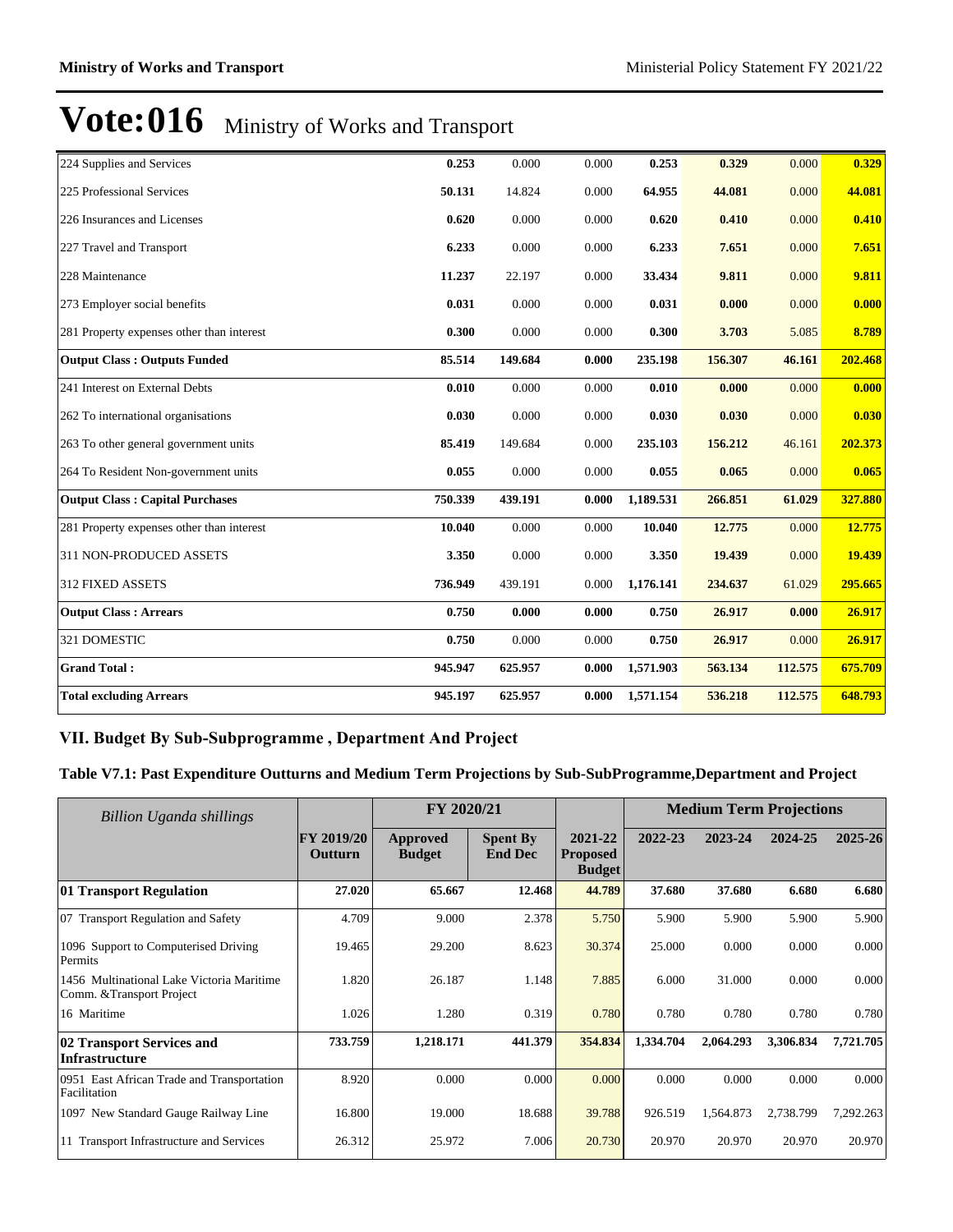# Vote:016 Ministry of Works and Transport

| | | | | | | | |
|---|---|---|---|---|---|---|---|
| 224 Supplies and Services | **0.253** | 0.000 | 0.000 | **0.253** | **0.329** | 0.000 | **0.329** |
| 225 Professional Services | **50.131** | 14.824 | 0.000 | **64.955** | **44.081** | 0.000 | **44.081** |
| 226 Insurances and Licenses | **0.620** | 0.000 | 0.000 | **0.620** | **0.410** | 0.000 | **0.410** |
| 227 Travel and Transport | **6.233** | 0.000 | 0.000 | **6.233** | **7.651** | 0.000 | **7.651** |
| 228 Maintenance | **11.237** | 22.197 | 0.000 | **33.434** | **9.811** | 0.000 | **9.811** |
| 273 Employer social benefits | **0.031** | 0.000 | 0.000 | **0.031** | **0.000** | 0.000 | **0.000** |
| 281 Property expenses other than interest | **0.300** | 0.000 | 0.000 | **0.300** | **3.703** | 5.085 | **8.789** |
| **Output Class : Outputs Funded** | **85.514** | **149.684** | **0.000** | **235.198** | **156.307** | **46.161** | **202.468** |
| 241 Interest on External Debts | **0.010** | 0.000 | 0.000 | **0.010** | **0.000** | 0.000 | **0.000** |
| 262 To international organisations | **0.030** | 0.000 | 0.000 | **0.030** | **0.030** | 0.000 | **0.030** |
| 263 To other general government units | **85.419** | 149.684 | 0.000 | **235.103** | **156.212** | 46.161 | **202.373** |
| 264 To Resident Non-government units | **0.055** | 0.000 | 0.000 | **0.055** | **0.065** | 0.000 | **0.065** |
| **Output Class : Capital Purchases** | **750.339** | **439.191** | **0.000** | **1,189.531** | **266.851** | **61.029** | **327.880** |
| 281 Property expenses other than interest | **10.040** | 0.000 | 0.000 | **10.040** | **12.775** | 0.000 | **12.775** |
| 311 NON-PRODUCED ASSETS | **3.350** | 0.000 | 0.000 | **3.350** | **19.439** | 0.000 | **19.439** |
| 312 FIXED ASSETS | **736.949** | 439.191 | 0.000 | **1,176.141** | **234.637** | 61.029 | **295.665** |
| **Output Class : Arrears** | **0.750** | **0.000** | **0.000** | **0.750** | **26.917** | **0.000** | **26.917** |
| 321 DOMESTIC | **0.750** | 0.000 | 0.000 | **0.750** | **26.917** | 0.000 | **26.917** |
| **Grand Total :** | **945.947** | **625.957** | **0.000** | **1,571.903** | **563.134** | **112.575** | **675.709** |
| **Total excluding Arrears** | **945.197** | **625.957** | **0.000** | **1,571.154** | **536.218** | **112.575** | **648.793** |

## VII. Budget By Sub-Subprogramme , Department And Project

### Table V7.1: Past Expenditure Outturns and Medium Term Projections by Sub-SubProgramme,Department and Project

| *Billion Uganda shillings* | | FY 2020/21 | | | Medium Term Projections | | | |
|---|---|---|---|---|---|---|---|---|
| | **FY 2019/20 Outturn** | **Approved Budget** | **Spent By End Dec** | **2021-22 Proposed Budget** | **2022-23** | **2023-24** | **2024-25** | **2025-26** |
| **01 Transport Regulation** | **27.020** | **65.667** | **12.468** | **44.789** | **37.680** | **37.680** | **6.680** | **6.680** |
| 07 Transport Regulation and Safety | 4.709 | 9.000 | 2.378 | 5.750 | 5.900 | 5.900 | 5.900 | 5.900 |
| 1096 Support to Computerised Driving Permits | 19.465 | 29.200 | 8.623 | 30.374 | 25.000 | 0.000 | 0.000 | 0.000 |
| 1456 Multinational Lake Victoria Maritime Comm. &Transport Project | 1.820 | 26.187 | 1.148 | 7.885 | 6.000 | 31.000 | 0.000 | 0.000 |
| 16 Maritime | 1.026 | 1.280 | 0.319 | 0.780 | 0.780 | 0.780 | 0.780 | 0.780 |
| **02 Transport Services and Infrastructure** | **733.759** | **1,218.171** | **441.379** | **354.834** | **1,334.704** | **2,064.293** | **3,306.834** | **7,721.705** |
| 0951 East African Trade and Transportation Facilitation | 8.920 | 0.000 | 0.000 | 0.000 | 0.000 | 0.000 | 0.000 | 0.000 |
| 1097 New Standard Gauge Railway Line | 16.800 | 19.000 | 18.688 | 39.788 | 926.519 | 1,564.873 | 2,738.799 | 7,292.263 |
| 11 Transport Infrastructure and Services | 26.312 | 25.972 | 7.006 | 20.730 | 20.970 | 20.970 | 20.970 | 20.970 |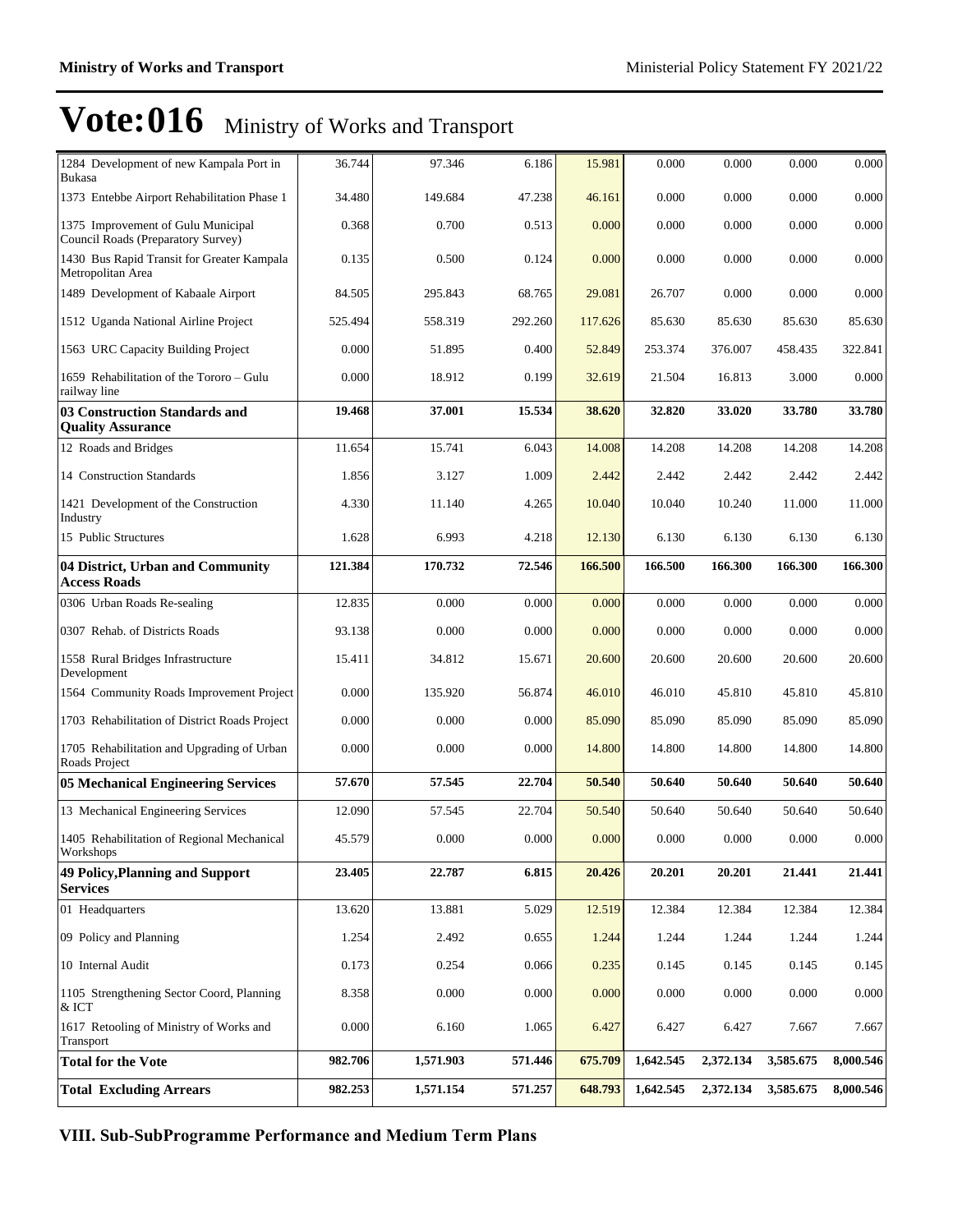# Vote:016 Ministry of Works and Transport

| | | | | | | | | |
|---|---|---|---|---|---|---|---|---|
| 1284 Development of new Kampala Port in Bukasa | 36.744 | 97.346 | 6.186 | 15.981 | 0.000 | 0.000 | 0.000 | 0.000 |
| 1373 Entebbe Airport Rehabilitation Phase 1 | 34.480 | 149.684 | 47.238 | 46.161 | 0.000 | 0.000 | 0.000 | 0.000 |
| 1375 Improvement of Gulu Municipal Council Roads (Preparatory Survey) | 0.368 | 0.700 | 0.513 | 0.000 | 0.000 | 0.000 | 0.000 | 0.000 |
| 1430 Bus Rapid Transit for Greater Kampala Metropolitan Area | 0.135 | 0.500 | 0.124 | 0.000 | 0.000 | 0.000 | 0.000 | 0.000 |
| 1489 Development of Kabaale Airport | 84.505 | 295.843 | 68.765 | 29.081 | 26.707 | 0.000 | 0.000 | 0.000 |
| 1512 Uganda National Airline Project | 525.494 | 558.319 | 292.260 | 117.626 | 85.630 | 85.630 | 85.630 | 85.630 |
| 1563 URC Capacity Building Project | 0.000 | 51.895 | 0.400 | 52.849 | 253.374 | 376.007 | 458.435 | 322.841 |
| 1659 Rehabilitation of the Tororo – Gulu railway line | 0.000 | 18.912 | 0.199 | 32.619 | 21.504 | 16.813 | 3.000 | 0.000 |
| **03 Construction Standards and Quality Assurance** | **19.468** | **37.001** | **15.534** | **38.620** | **32.820** | **33.020** | **33.780** | **33.780** |
| 12 Roads and Bridges | 11.654 | 15.741 | 6.043 | 14.008 | 14.208 | 14.208 | 14.208 | 14.208 |
| 14 Construction Standards | 1.856 | 3.127 | 1.009 | 2.442 | 2.442 | 2.442 | 2.442 | 2.442 |
| 1421 Development of the Construction Industry | 4.330 | 11.140 | 4.265 | 10.040 | 10.040 | 10.240 | 11.000 | 11.000 |
| 15 Public Structures | 1.628 | 6.993 | 4.218 | 12.130 | 6.130 | 6.130 | 6.130 | 6.130 |
| **04 District, Urban and Community Access Roads** | **121.384** | **170.732** | **72.546** | **166.500** | **166.500** | **166.300** | **166.300** | **166.300** |
| 0306 Urban Roads Re-sealing | 12.835 | 0.000 | 0.000 | 0.000 | 0.000 | 0.000 | 0.000 | 0.000 |
| 0307 Rehab. of Districts Roads | 93.138 | 0.000 | 0.000 | 0.000 | 0.000 | 0.000 | 0.000 | 0.000 |
| 1558 Rural Bridges Infrastructure Development | 15.411 | 34.812 | 15.671 | 20.600 | 20.600 | 20.600 | 20.600 | 20.600 |
| 1564 Community Roads Improvement Project | 0.000 | 135.920 | 56.874 | 46.010 | 46.010 | 45.810 | 45.810 | 45.810 |
| 1703 Rehabilitation of District Roads Project | 0.000 | 0.000 | 0.000 | 85.090 | 85.090 | 85.090 | 85.090 | 85.090 |
| 1705 Rehabilitation and Upgrading of Urban Roads Project | 0.000 | 0.000 | 0.000 | 14.800 | 14.800 | 14.800 | 14.800 | 14.800 |
| **05 Mechanical Engineering Services** | **57.670** | **57.545** | **22.704** | **50.540** | **50.640** | **50.640** | **50.640** | **50.640** |
| 13 Mechanical Engineering Services | 12.090 | 57.545 | 22.704 | 50.540 | 50.640 | 50.640 | 50.640 | 50.640 |
| 1405 Rehabilitation of Regional Mechanical Workshops | 45.579 | 0.000 | 0.000 | 0.000 | 0.000 | 0.000 | 0.000 | 0.000 |
| **49 Policy,Planning and Support Services** | **23.405** | **22.787** | **6.815** | **20.426** | **20.201** | **20.201** | **21.441** | **21.441** |
| 01 Headquarters | 13.620 | 13.881 | 5.029 | 12.519 | 12.384 | 12.384 | 12.384 | 12.384 |
| 09 Policy and Planning | 1.254 | 2.492 | 0.655 | 1.244 | 1.244 | 1.244 | 1.244 | 1.244 |
| 10 Internal Audit | 0.173 | 0.254 | 0.066 | 0.235 | 0.145 | 0.145 | 0.145 | 0.145 |
| 1105 Strengthening Sector Coord, Planning & ICT | 8.358 | 0.000 | 0.000 | 0.000 | 0.000 | 0.000 | 0.000 | 0.000 |
| 1617 Retooling of Ministry of Works and Transport | 0.000 | 6.160 | 1.065 | 6.427 | 6.427 | 6.427 | 7.667 | 7.667 |
| **Total for the Vote** | **982.706** | **1,571.903** | **571.446** | **675.709** | **1,642.545** | **2,372.134** | **3,585.675** | **8,000.546** |
| **Total Excluding Arrears** | **982.253** | **1,571.154** | **571.257** | **648.793** | **1,642.545** | **2,372.134** | **3,585.675** | **8,000.546** |

## VIII. Sub-SubProgramme Performance and Medium Term Plans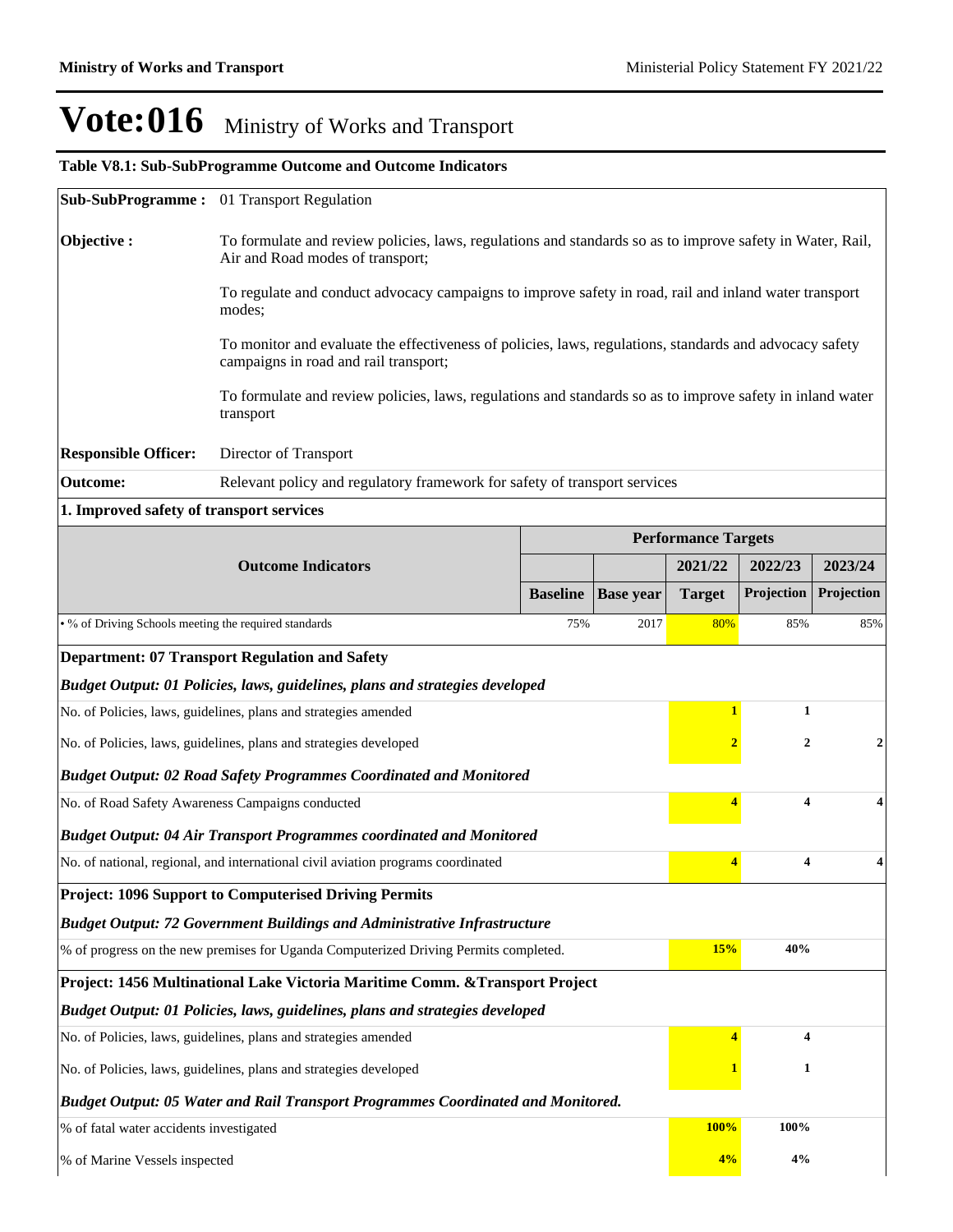# Vote:016 Ministry of Works and Transport

**Table V8.1: Sub-SubProgramme Outcome and Outcome Indicators**

| | |
|---|---|
| **Sub-SubProgramme :** | 01 Transport Regulation |
| **Objective :** | To formulate and review policies, laws, regulations and standards so as to improve safety in Water, Rail, Air and Road modes of transport;<br><br>To regulate and conduct advocacy campaigns to improve safety in road, rail and inland water transport modes;<br><br>To monitor and evaluate the effectiveness of policies, laws, regulations, standards and advocacy safety campaigns in road and rail transport;<br><br>To formulate and review policies, laws, regulations and standards so as to improve safety in inland water transport |
| **Responsible Officer:** | Director of Transport |
| **Outcome:** | Relevant policy and regulatory framework for safety of transport services |

**1. Improved safety of transport services**

| Outcome Indicators | Performance Targets | | | | |
|---|---|---|---|---|---|
| | | | 2021/22 | 2022/23 | 2023/24 |
| | Baseline | Base year | Target | Projection | Projection |
| • % of Driving Schools meeting the required standards | 75% | 2017 | 80% | 85% | 85% |
| **Department: 07 Transport Regulation and Safety** | | | | | |
| ***Budget Output: 01 Policies, laws, guidelines, plans and strategies developed*** | | | | | |
| No. of Policies, laws, guidelines, plans and strategies amended | | | 1 | 1 | |
| No. of Policies, laws, guidelines, plans and strategies developed | | | 2 | 2 | 2 |
| ***Budget Output: 02 Road Safety Programmes Coordinated and Monitored*** | | | | | |
| No. of Road Safety Awareness Campaigns conducted | | | 4 | 4 | 4 |
| ***Budget Output: 04 Air Transport Programmes coordinated and Monitored*** | | | | | |
| No. of national, regional, and international civil aviation programs coordinated | | | 4 | 4 | 4 |
| **Project: 1096 Support to Computerised Driving Permits** | | | | | |
| ***Budget Output: 72 Government Buildings and Administrative Infrastructure*** | | | | | |
| % of progress on the new premises for Uganda Computerized Driving Permits completed. | | | 15% | 40% | |
| **Project: 1456 Multinational Lake Victoria Maritime Comm. &Transport Project** | | | | | |
| ***Budget Output: 01 Policies, laws, guidelines, plans and strategies developed*** | | | | | |
| No. of Policies, laws, guidelines, plans and strategies amended | | | 4 | 4 | |
| No. of Policies, laws, guidelines, plans and strategies developed | | | 1 | 1 | |
| ***Budget Output: 05 Water and Rail Transport Programmes Coordinated and Monitored.*** | | | | | |
| % of fatal water accidents investigated | | | 100% | 100% | |
| % of Marine Vessels inspected | | | 4% | 4% | |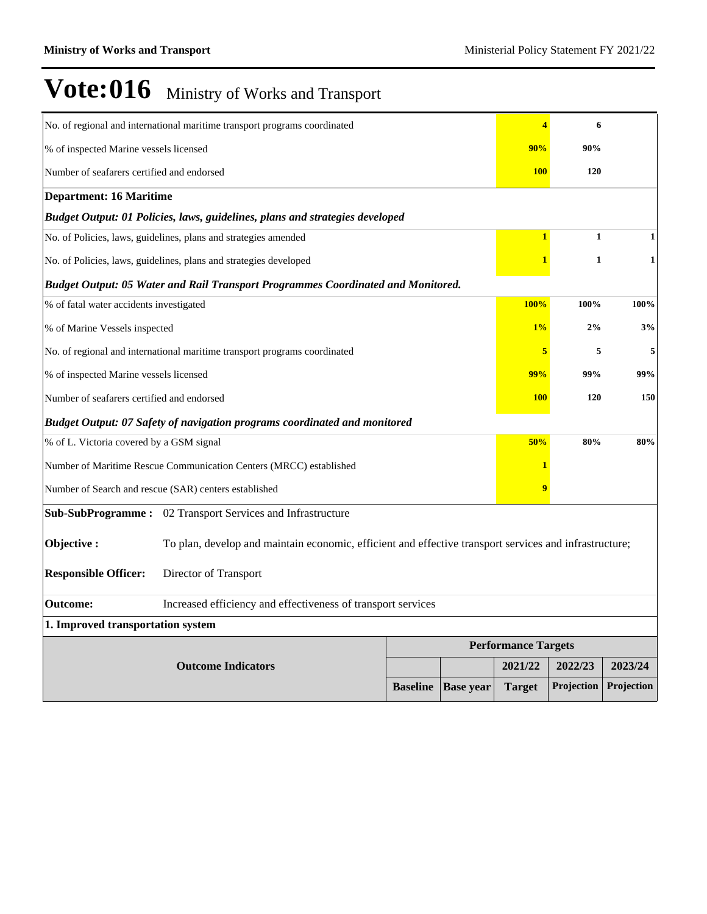# Vote:016 Ministry of Works and Transport

| | | | | | |
|---|---|---|---|---|---|
| No. of regional and international maritime transport programs coordinated | | | 4 | 6 | |
| % of inspected Marine vessels licensed | | | 90% | 90% | |
| Number of seafarers certified and endorsed | | | 100 | 120 | |
| **Department: 16 Maritime** | | | | | |
| ***Budget Output: 01 Policies, laws, guidelines, plans and strategies developed*** | | | | | |
| No. of Policies, laws, guidelines, plans and strategies amended | | | 1 | 1 | 1 |
| No. of Policies, laws, guidelines, plans and strategies developed | | | 1 | 1 | 1 |
| ***Budget Output: 05 Water and Rail Transport Programmes Coordinated and Monitored.*** | | | | | |
| % of fatal water accidents investigated | | | 100% | 100% | 100% |
| % of Marine Vessels inspected | | | 1% | 2% | 3% |
| No. of regional and international maritime transport programs coordinated | | | 5 | 5 | 5 |
| % of inspected Marine vessels licensed | | | 99% | 99% | 99% |
| Number of seafarers certified and endorsed | | | 100 | 120 | 150 |
| ***Budget Output: 07 Safety of navigation programs coordinated and monitored*** | | | | | |
| % of L. Victoria covered by a GSM signal | | | 50% | 80% | 80% |
| Number of Maritime Rescue Communication Centers (MRCC) established | | | 1 | | |
| Number of Search and rescue (SAR) centers established | | | 9 | | |

**Sub-SubProgramme :** 02 Transport Services and Infrastructure

**Objective :** To plan, develop and maintain economic, efficient and effective transport services and infrastructure;

**Responsible Officer:** Director of Transport

**Outcome:** Increased efficiency and effectiveness of transport services

**1. Improved transportation system**

| Outcome Indicators | Performance Targets | | | | |
|---|---|---|---|---|---|
| | | | 2021/22 | 2022/23 | 2023/24 |
| | Baseline | Base year | Target | Projection | Projection |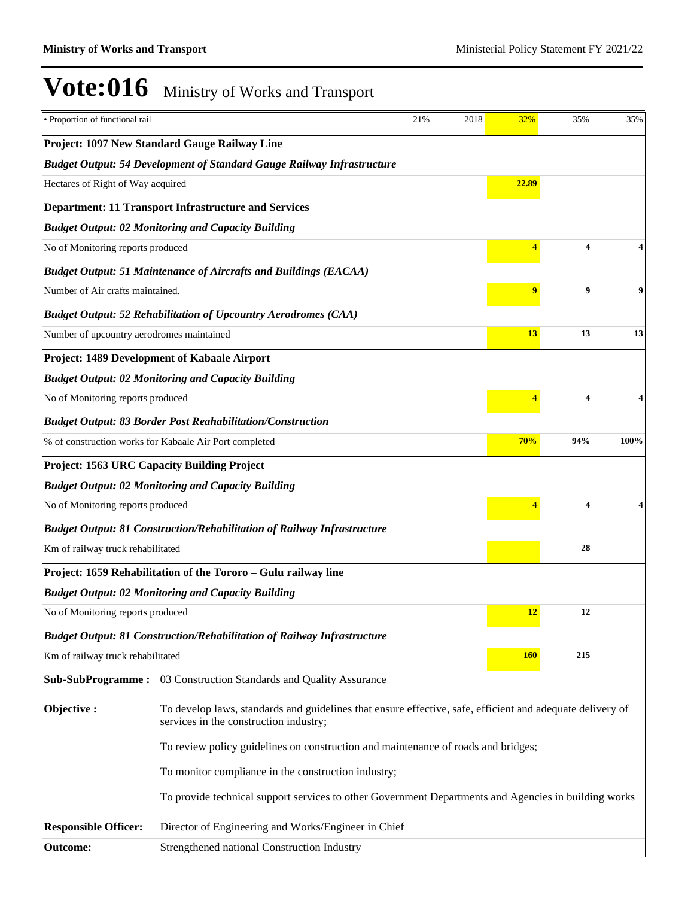# Vote:016 Ministry of Works and Transport

| | | | | | |
|---|---|---|---|---|---|
| • Proportion of functional rail | 21% | 2018 | 32% | 35% | 35% |
| **Project: 1097 New Standard Gauge Railway Line** | | | | | |
| ***Budget Output: 54 Development of Standard Gauge Railway Infrastructure*** | | | | | |
| Hectares of Right of Way acquired | | | **22.89** | | |
| **Department: 11 Transport Infrastructure and Services** | | | | | |
| ***Budget Output: 02 Monitoring and Capacity Building*** | | | | | |
| No of Monitoring reports produced | | | **4** | **4** | **4** |
| ***Budget Output: 51 Maintenance of Aircrafts and Buildings (EACAA)*** | | | | | |
| Number of Air crafts maintained. | | | **9** | **9** | **9** |
| ***Budget Output: 52 Rehabilitation of Upcountry Aerodromes (CAA)*** | | | | | |
| Number of upcountry aerodromes maintained | | | **13** | **13** | **13** |
| **Project: 1489 Development of Kabaale Airport** | | | | | |
| ***Budget Output: 02 Monitoring and Capacity Building*** | | | | | |
| No of Monitoring reports produced | | | **4** | **4** | **4** |
| ***Budget Output: 83 Border Post Reahabilitation/Construction*** | | | | | |
| % of construction works for Kabaale Air Port completed | | | **70%** | **94%** | **100%** |
| **Project: 1563 URC Capacity Building Project** | | | | | |
| ***Budget Output: 02 Monitoring and Capacity Building*** | | | | | |
| No of Monitoring reports produced | | | **4** | **4** | **4** |
| ***Budget Output: 81 Construction/Rehabilitation of Railway Infrastructure*** | | | | | |
| Km of railway truck rehabilitated | | | | **28** | |
| **Project: 1659 Rehabilitation of the Tororo – Gulu railway line** | | | | | |
| ***Budget Output: 02 Monitoring and Capacity Building*** | | | | | |
| No of Monitoring reports produced | | | **12** | **12** | |
| ***Budget Output: 81 Construction/Rehabilitation of Railway Infrastructure*** | | | | | |
| Km of railway truck rehabilitated | | | **160** | **215** | |

| | |
|---|---|
| **Sub-SubProgramme :** | 03 Construction Standards and Quality Assurance |
| **Objective :** | To develop laws, standards and guidelines that ensure effective, safe, efficient and adequate delivery of services in the construction industry; |
| | To review policy guidelines on construction and maintenance of roads and bridges; |
| | To monitor compliance in the construction industry; |
| | To provide technical support services to other Government Departments and Agencies in building works |
| **Responsible Officer:** | Director of Engineering and Works/Engineer in Chief |
| **Outcome:** | Strengthened national Construction Industry |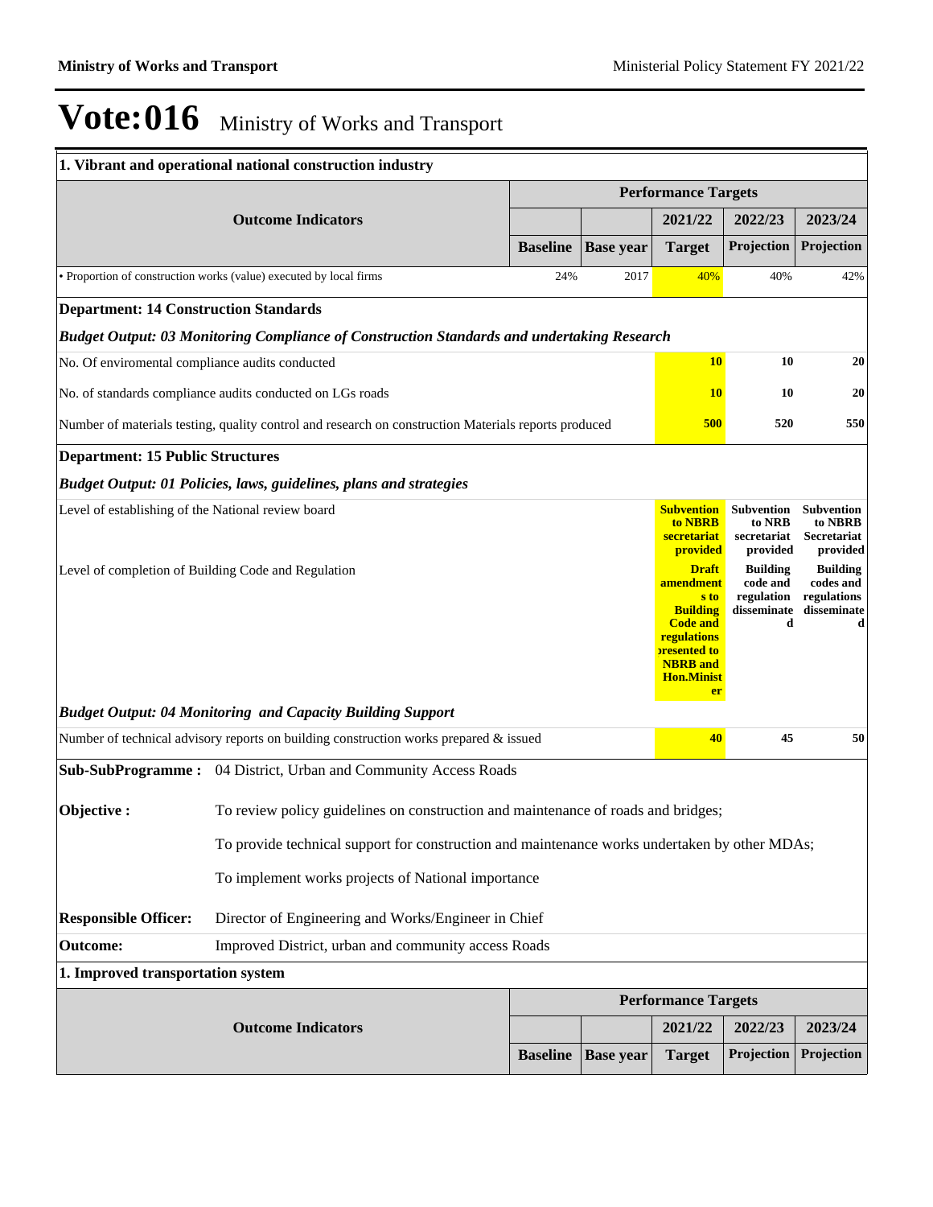# Vote:016 Ministry of Works and Transport

| 1. Vibrant and operational national construction industry | | | | | |
|---|---|---|---|---|---|
| **Outcome Indicators** | **Performance Targets** | | | | |
| | | | **2021/22** | **2022/23** | **2023/24** |
| | **Baseline** | **Base year** | **Target** | **Projection** | **Projection** |
| • Proportion of construction works (value) executed by local firms | 24% | 2017 | 40% | 40% | 42% |

**Department: 14 Construction Standards**

***Budget Output: 03 Monitoring Compliance of Construction Standards and undertaking Research***

| | 2021/22 Target | 2022/23 Projection | 2023/24 Projection |
|---|---|---|---|
| No. Of enviromental compliance audits conducted | **10** | **10** | **20** |
| No. of standards compliance audits conducted on LGs roads | **10** | **10** | **20** |
| Number of materials testing, quality control and research on construction Materials reports produced | **500** | **520** | **550** |

**Department: 15 Public Structures**

***Budget Output: 01 Policies, laws, guidelines, plans and strategies***

| | 2021/22 Target | 2022/23 Projection | 2023/24 Projection |
|---|---|---|---|
| Level of establishing of the National review board | **Subvention to NBRB secretariat provided** | **Subvention to NRB secretariat provided** | **Subvention to NBRB Secretariat provided** |
| Level of completion of Building Code and Regulation | **Draft amendments to Building Code and regulations presented to NBRB and Hon.Minister** | **Building code and regulation disseminated** | **Building codes and regulations disseminated** |

***Budget Output: 04 Monitoring and Capacity Building Support***

| | 2021/22 Target | 2022/23 Projection | 2023/24 Projection |
|---|---|---|---|
| Number of technical advisory reports on building construction works prepared & issued | **40** | **45** | **50** |

**Sub-SubProgramme :** 04 District, Urban and Community Access Roads

**Objective :** To review policy guidelines on construction and maintenance of roads and bridges;

To provide technical support for construction and maintenance works undertaken by other MDAs;

To implement works projects of National importance

**Responsible Officer:** Director of Engineering and Works/Engineer in Chief

**Outcome:** Improved District, urban and community access Roads

| 1. Improved transportation system | | | | | |
|---|---|---|---|---|---|
| **Outcome Indicators** | **Performance Targets** | | | | |
| | | | **2021/22** | **2022/23** | **2023/24** |
| | **Baseline** | **Base year** | **Target** | **Projection** | **Projection** |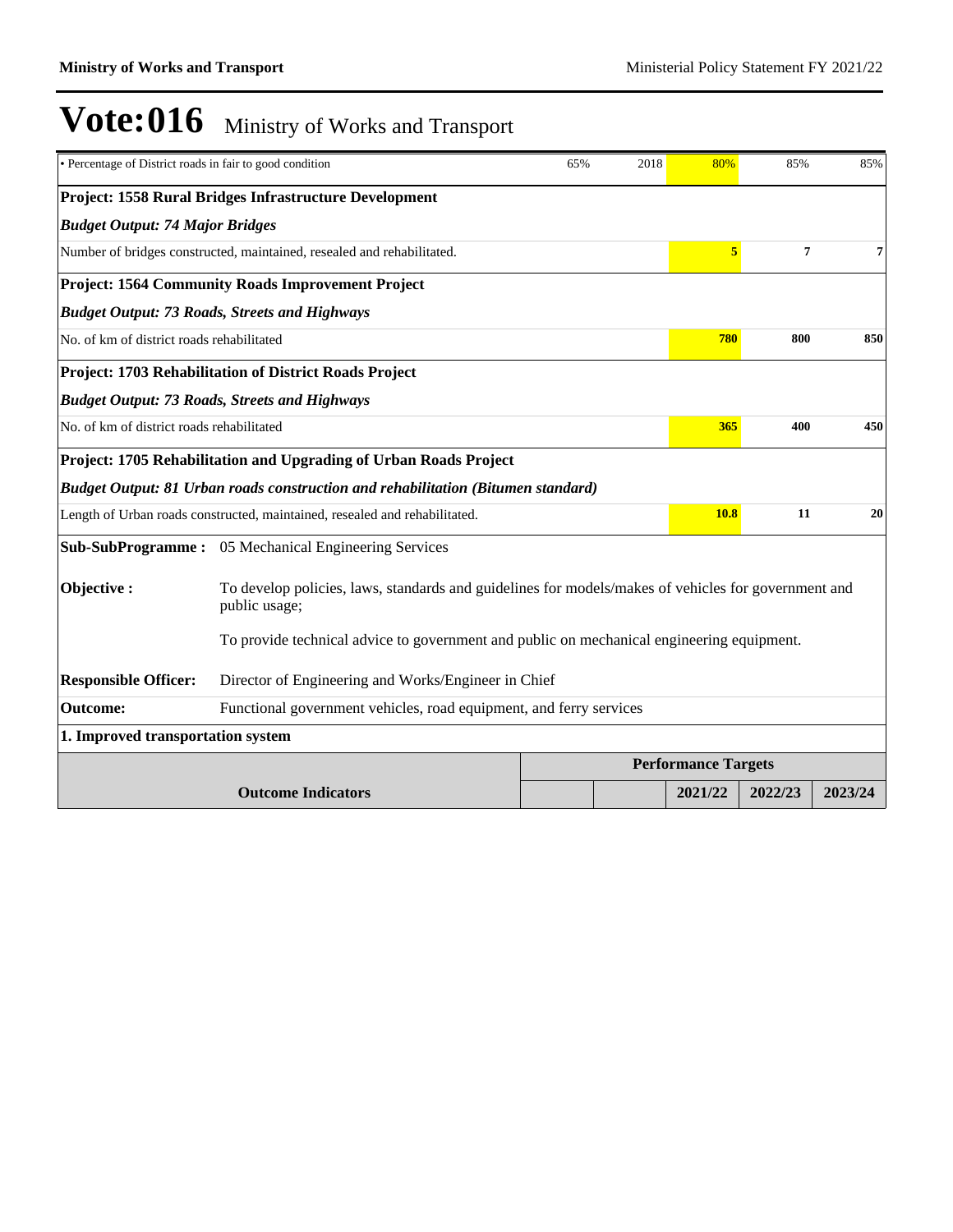# Vote:016 Ministry of Works and Transport

| | | | | | |
|---|---|---|---|---|---|
| • Percentage of District roads in fair to good condition | 65% | 2018 | 80% | 85% | 85% |
| **Project: 1558 Rural Bridges Infrastructure Development** | | | | | |
| ***Budget Output: 74 Major Bridges*** | | | | | |
| Number of bridges constructed, maintained, resealed and rehabilitated. | | | **5** | **7** | **7** |
| **Project: 1564 Community Roads Improvement Project** | | | | | |
| ***Budget Output: 73 Roads, Streets and Highways*** | | | | | |
| No. of km of district roads rehabilitated | | | **780** | **800** | **850** |
| **Project: 1703 Rehabilitation of District Roads Project** | | | | | |
| ***Budget Output: 73 Roads, Streets and Highways*** | | | | | |
| No. of km of district roads rehabilitated | | | **365** | **400** | **450** |
| **Project: 1705 Rehabilitation and Upgrading of Urban Roads Project** | | | | | |
| ***Budget Output: 81 Urban roads construction and rehabilitation (Bitumen standard)*** | | | | | |
| Length of Urban roads constructed, maintained, resealed and rehabilitated. | | | **10.8** | **11** | **20** |

**Sub-SubProgramme :** 05 Mechanical Engineering Services

**Objective :** To develop policies, laws, standards and guidelines for models/makes of vehicles for government and public usage;

To provide technical advice to government and public on mechanical engineering equipment.

**Responsible Officer:** Director of Engineering and Works/Engineer in Chief

**Outcome:** Functional government vehicles, road equipment, and ferry services

**1. Improved transportation system**

| | Performance Targets | | | | |
|---|---|---|---|---|---|
| **Outcome Indicators** | | | **2021/22** | **2022/23** | **2023/24** |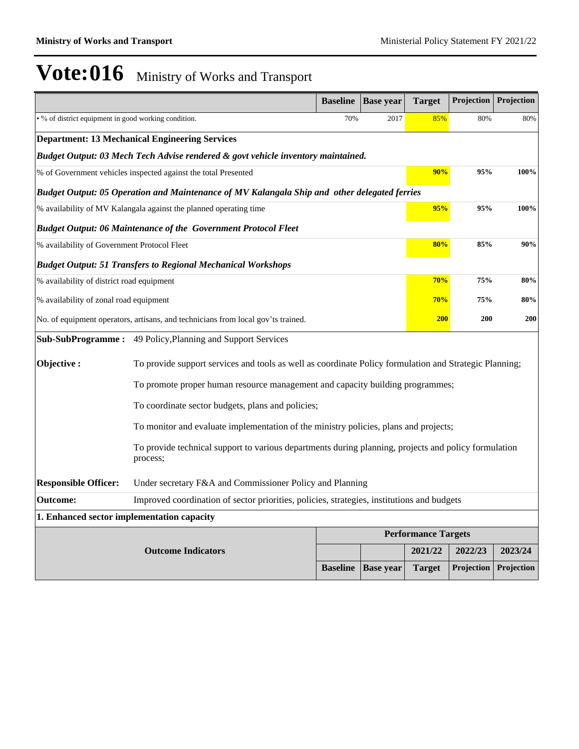# Vote:016 Ministry of Works and Transport

| | Baseline | Base year | Target | Projection | Projection |
|---|---|---|---|---|---|
| • % of district equipment in good working condition. | 70% | 2017 | 85% | 80% | 80% |
| **Department: 13 Mechanical Engineering Services** | | | | | |
| ***Budget Output: 03 Mech Tech Advise rendered & govt vehicle inventory maintained.*** | | | | | |
| % of Government vehicles inspected against the total Presented | | | **90%** | **95%** | **100%** |
| ***Budget Output: 05 Operation and Maintenance of MV Kalangala Ship and other delegated ferries*** | | | | | |
| % availability of MV Kalangala against the planned operating time | | | **95%** | **95%** | **100%** |
| ***Budget Output: 06 Maintenance of the Government Protocol Fleet*** | | | | | |
| % availability of Government Protocol Fleet | | | **80%** | **85%** | **90%** |
| ***Budget Output: 51 Transfers to Regional Mechanical Workshops*** | | | | | |
| % availability of district road equipment | | | **70%** | **75%** | **80%** |
| % availability of zonal road equipment | | | **70%** | **75%** | **80%** |
| No. of equipment operators, artisans, and technicians from local gov'ts trained. | | | **200** | **200** | **200** |

**Sub-SubProgramme :** 49 Policy,Planning and Support Services

**Objective :**

To provide support services and tools as well as coordinate Policy formulation and Strategic Planning;

To promote proper human resource management and capacity building programmes;

To coordinate sector budgets, plans and policies;

To monitor and evaluate implementation of the ministry policies, plans and projects;

To provide technical support to various departments during planning, projects and policy formulation process;

**Responsible Officer:** Under secretary F&A and Commissioner Policy and Planning

**Outcome:** Improved coordination of sector priorities, policies, strategies, institutions and budgets

**1. Enhanced sector implementation capacity**

| Outcome Indicators | Performance Targets | | | | |
|---|---|---|---|---|---|
| | | | 2021/22 | 2022/23 | 2023/24 |
| | Baseline | Base year | Target | Projection | Projection |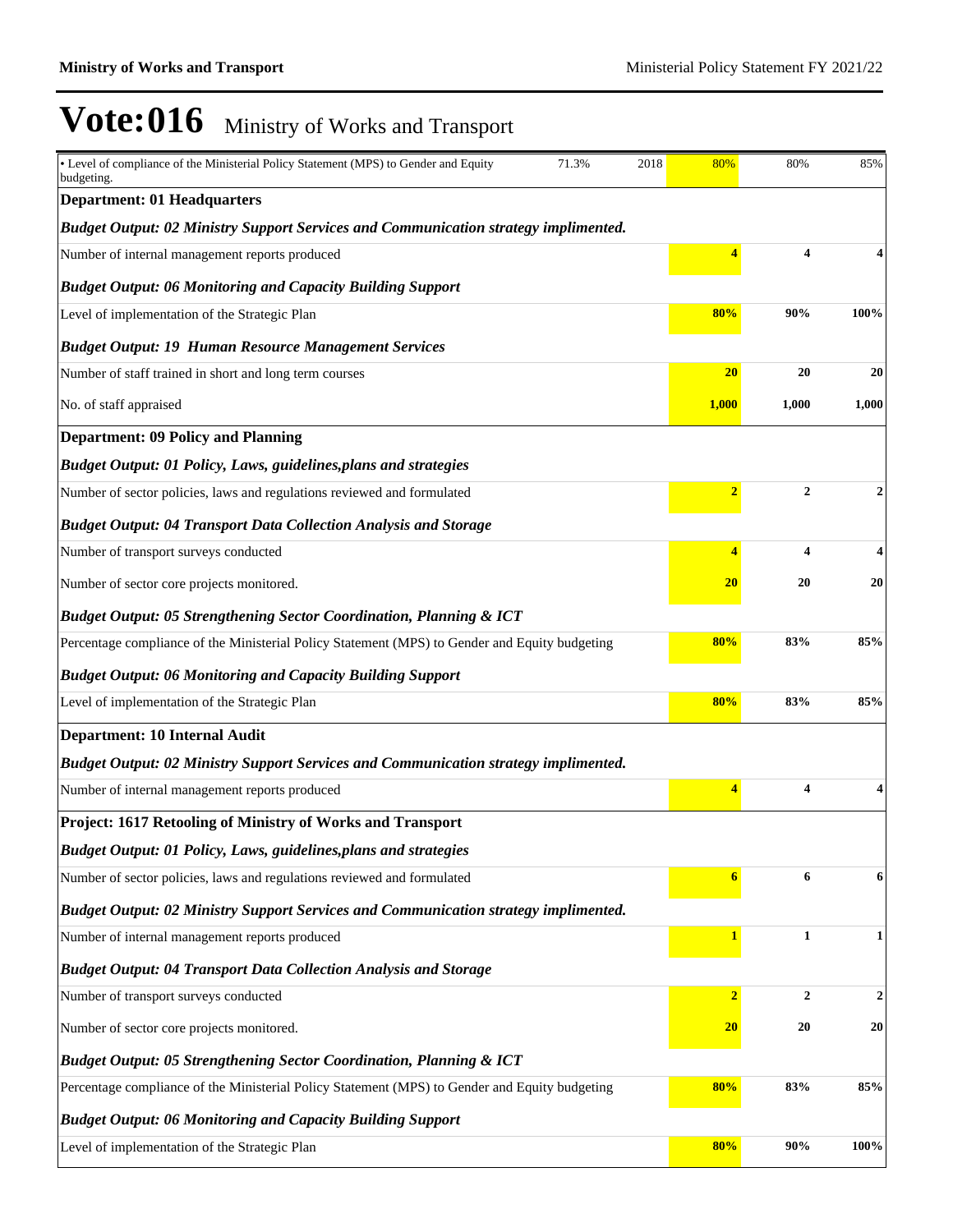# Vote:016 Ministry of Works and Transport

| | | | | | |
|---|---|---|---|---|---|
| • Level of compliance of the Ministerial Policy Statement (MPS) to Gender and Equity budgeting. | 71.3% | 2018 | 80% | 80% | 85% |
| **Department: 01 Headquarters** | | | | | |
| ***Budget Output: 02 Ministry Support Services and Communication strategy implimented.*** | | | | | |
| Number of internal management reports produced | | | **4** | **4** | **4** |
| ***Budget Output: 06 Monitoring and Capacity Building Support*** | | | | | |
| Level of implementation of the Strategic Plan | | | **80%** | **90%** | **100%** |
| ***Budget Output: 19 Human Resource Management Services*** | | | | | |
| Number of staff trained in short and long term courses | | | **20** | **20** | **20** |
| No. of staff appraised | | | **1,000** | **1,000** | **1,000** |
| **Department: 09 Policy and Planning** | | | | | |
| ***Budget Output: 01 Policy, Laws, guidelines,plans and strategies*** | | | | | |
| Number of sector policies, laws and regulations reviewed and formulated | | | **2** | **2** | **2** |
| ***Budget Output: 04 Transport Data Collection Analysis and Storage*** | | | | | |
| Number of transport surveys conducted | | | **4** | **4** | **4** |
| Number of sector core projects monitored. | | | **20** | **20** | **20** |
| ***Budget Output: 05 Strengthening Sector Coordination, Planning & ICT*** | | | | | |
| Percentage compliance of the Ministerial Policy Statement (MPS) to Gender and Equity budgeting | | | **80%** | **83%** | **85%** |
| ***Budget Output: 06 Monitoring and Capacity Building Support*** | | | | | |
| Level of implementation of the Strategic Plan | | | **80%** | **83%** | **85%** |
| **Department: 10 Internal Audit** | | | | | |
| ***Budget Output: 02 Ministry Support Services and Communication strategy implimented.*** | | | | | |
| Number of internal management reports produced | | | **4** | **4** | **4** |
| **Project: 1617 Retooling of Ministry of Works and Transport** | | | | | |
| ***Budget Output: 01 Policy, Laws, guidelines,plans and strategies*** | | | | | |
| Number of sector policies, laws and regulations reviewed and formulated | | | **6** | **6** | **6** |
| ***Budget Output: 02 Ministry Support Services and Communication strategy implimented.*** | | | | | |
| Number of internal management reports produced | | | **1** | **1** | **1** |
| ***Budget Output: 04 Transport Data Collection Analysis and Storage*** | | | | | |
| Number of transport surveys conducted | | | **2** | **2** | **2** |
| Number of sector core projects monitored. | | | **20** | **20** | **20** |
| ***Budget Output: 05 Strengthening Sector Coordination, Planning & ICT*** | | | | | |
| Percentage compliance of the Ministerial Policy Statement (MPS) to Gender and Equity budgeting | | | **80%** | **83%** | **85%** |
| ***Budget Output: 06 Monitoring and Capacity Building Support*** | | | | | |
| Level of implementation of the Strategic Plan | | | **80%** | **90%** | **100%** |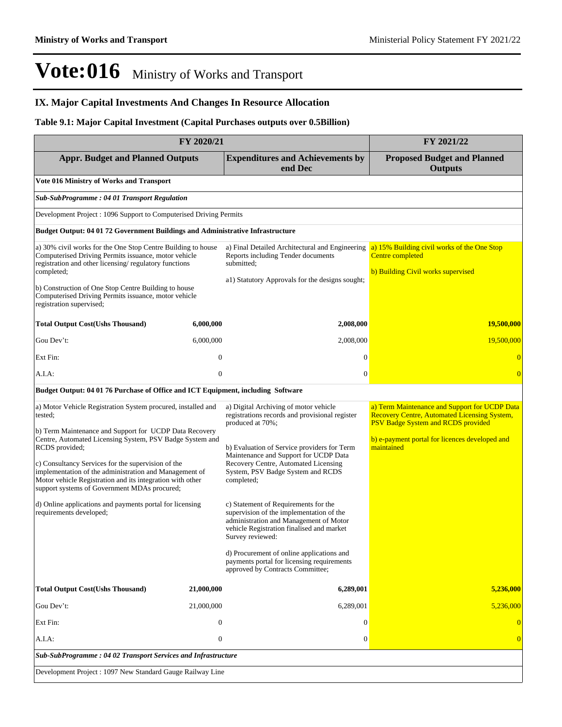# Vote:016 Ministry of Works and Transport

## IX. Major Capital Investments And Changes In Resource Allocation

### Table 9.1: Major Capital Investment (Capital Purchases outputs over 0.5Billion)

| FY 2020/21 | | | FY 2021/22 |
|---|---|---|---|
| **Appr. Budget and Planned Outputs** | | **Expenditures and Achievements by end Dec** | **Proposed Budget and Planned Outputs** |
| **Vote 016 Ministry of Works and Transport** | | | |
| ***Sub-SubProgramme : 04 01 Transport Regulation*** | | | |
| Development Project : 1096 Support to Computerised Driving Permits | | | |
| **Budget Output: 04 01 72 Government Buildings and Administrative Infrastructure** | | | |
| a) 30% civil works for the One Stop Centre Building to house Computerised Driving Permits issuance, motor vehicle registration and other licensing/ regulatory functions completed;<br><br>b) Construction of One Stop Centre Building to house Computerised Driving Permits issuance, motor vehicle registration supervised; | | a) Final Detailed Architectural and Engineering Reports including Tender documents submitted;<br><br>a1) Statutory Approvals for the designs sought; | a) 15% Building civil works of the One Stop Centre completed<br><br>b) Building Civil works supervised |
| **Total Output Cost(Ushs Thousand)** | **6,000,000** | **2,008,000** | **19,500,000** |
| Gou Dev't: | 6,000,000 | 2,008,000 | 19,500,000 |
| Ext Fin: | 0 | 0 | 0 |
| A.I.A: | 0 | 0 | 0 |
| **Budget Output: 04 01 76 Purchase of Office and ICT Equipment, including Software** | | | |
| a) Motor Vehicle Registration System procured, installed and tested;<br><br>b) Term Maintenance and Support for UCDP Data Recovery Centre, Automated Licensing System, PSV Badge System and RCDS provided;<br><br>c) Consultancy Services for the supervision of the implementation of the administration and Management of Motor vehicle Registration and its integration with other support systems of Government MDAs procured;<br><br>d) Online applications and payments portal for licensing requirements developed; | | a) Digital Archiving of motor vehicle registrations records and provisional register produced at 70%;<br><br>b) Evaluation of Service providers for Term Maintenance and Support for UCDP Data Recovery Centre, Automated Licensing System, PSV Badge System and RCDS completed;<br><br>c) Statement of Requirements for the supervision of the implementation of the administration and Management of Motor vehicle Registration finalised and market Survey reviewed:<br><br>d) Procurement of online applications and payments portal for licensing requirements approved by Contracts Committee; | a) Term Maintenance and Support for UCDP Data Recovery Centre, Automated Licensing System, PSV Badge System and RCDS provided<br><br>b) e-payment portal for licences developed and maintained |
| **Total Output Cost(Ushs Thousand)** | **21,000,000** | **6,289,001** | **5,236,000** |
| Gou Dev't: | 21,000,000 | 6,289,001 | 5,236,000 |
| Ext Fin: | 0 | 0 | 0 |
| A.I.A: | 0 | 0 | 0 |
| ***Sub-SubProgramme : 04 02 Transport Services and Infrastructure*** | | | |
| Development Project : 1097 New Standard Gauge Railway Line | | | |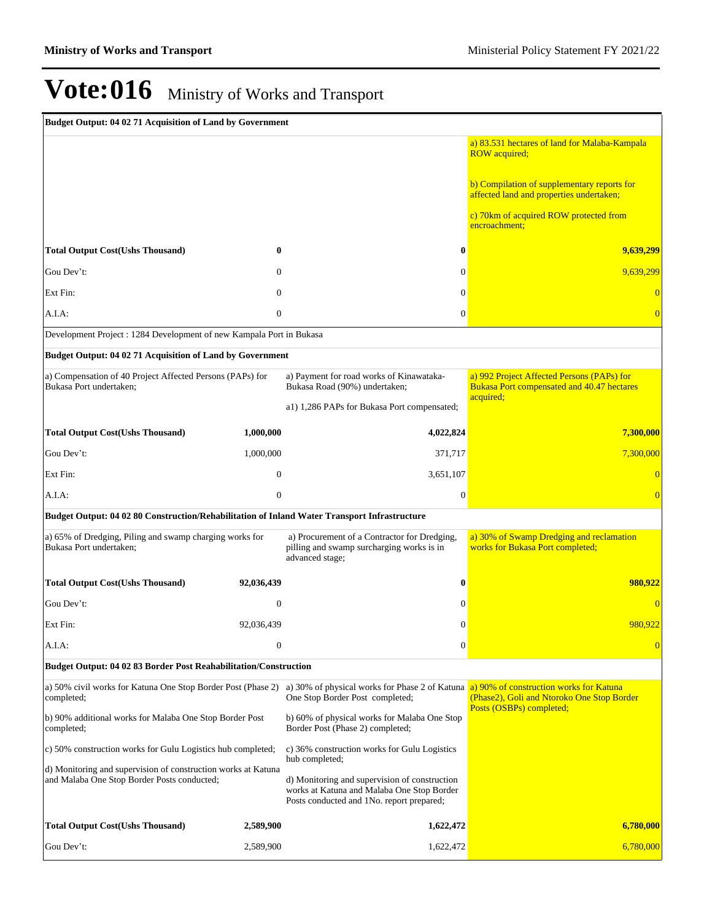# Vote:016 Ministry of Works and Transport

| Budget Output: 04 02 71 Acquisition of Land by Government | | | | |
|---|---|---|---|---|
| | | | | a) 83.531 hectares of land for Malaba-Kampala ROW acquired;<br><br>b) Compilation of supplementary reports for affected land and properties undertaken;<br><br>c) 70km of acquired ROW protected from encroachment; |
| **Total Output Cost(Ushs Thousand)** | **0** | | **0** | **9,639,299** |
| Gou Dev't: | 0 | | 0 | 9,639,299 |
| Ext Fin: | 0 | | 0 | 0 |
| A.I.A: | 0 | | 0 | 0 |
| Development Project : 1284 Development of new Kampala Port in Bukasa | | | | |
| **Budget Output: 04 02 71 Acquisition of Land by Government** | | | | |
| a) Compensation of 40 Project Affected Persons (PAPs) for Bukasa Port undertaken; | | a) Payment for road works of Kinawataka-Bukasa Road (90%) undertaken;<br><br>a1) 1,286 PAPs for Bukasa Port compensated; | | a) 992 Project Affected Persons (PAPs) for Bukasa Port compensated and 40.47 hectares acquired; |
| **Total Output Cost(Ushs Thousand)** | **1,000,000** | | **4,022,824** | **7,300,000** |
| Gou Dev't: | 1,000,000 | | 371,717 | 7,300,000 |
| Ext Fin: | 0 | | 3,651,107 | 0 |
| A.I.A: | 0 | | 0 | 0 |
| **Budget Output: 04 02 80 Construction/Rehabilitation of Inland Water Transport Infrastructure** | | | | |
| a) 65% of Dredging, Piling and swamp charging works for Bukasa Port undertaken; | | a) Procurement of a Contractor for Dredging, pilling and swamp surcharging works is in advanced stage; | | a) 30% of Swamp Dredging and reclamation works for Bukasa Port completed; |
| **Total Output Cost(Ushs Thousand)** | **92,036,439** | | **0** | **980,922** |
| Gou Dev't: | 0 | | 0 | 0 |
| Ext Fin: | 92,036,439 | | 0 | 980,922 |
| A.I.A: | 0 | | 0 | 0 |
| **Budget Output: 04 02 83 Border Post Reahabilitation/Construction** | | | | |
| a) 50% civil works for Katuna One Stop Border Post (Phase 2) completed;<br><br>b) 90% additional works for Malaba One Stop Border Post completed;<br><br>c) 50% construction works for Gulu Logistics hub completed;<br><br>d) Monitoring and supervision of construction works at Katuna and Malaba One Stop Border Posts conducted; | | a) 30% of physical works for Phase 2 of Katuna One Stop Border Post completed;<br><br>b) 60% of physical works for Malaba One Stop Border Post (Phase 2) completed;<br><br>c) 36% construction works for Gulu Logistics hub completed;<br><br>d) Monitoring and supervision of construction works at Katuna and Malaba One Stop Border Posts conducted and 1No. report prepared; | | a) 90% of construction works for Katuna (Phase2), Goli and Ntoroko One Stop Border Posts (OSBPs) completed; |
| **Total Output Cost(Ushs Thousand)** | **2,589,900** | | **1,622,472** | **6,780,000** |
| Gou Dev't: | 2,589,900 | | 1,622,472 | 6,780,000 |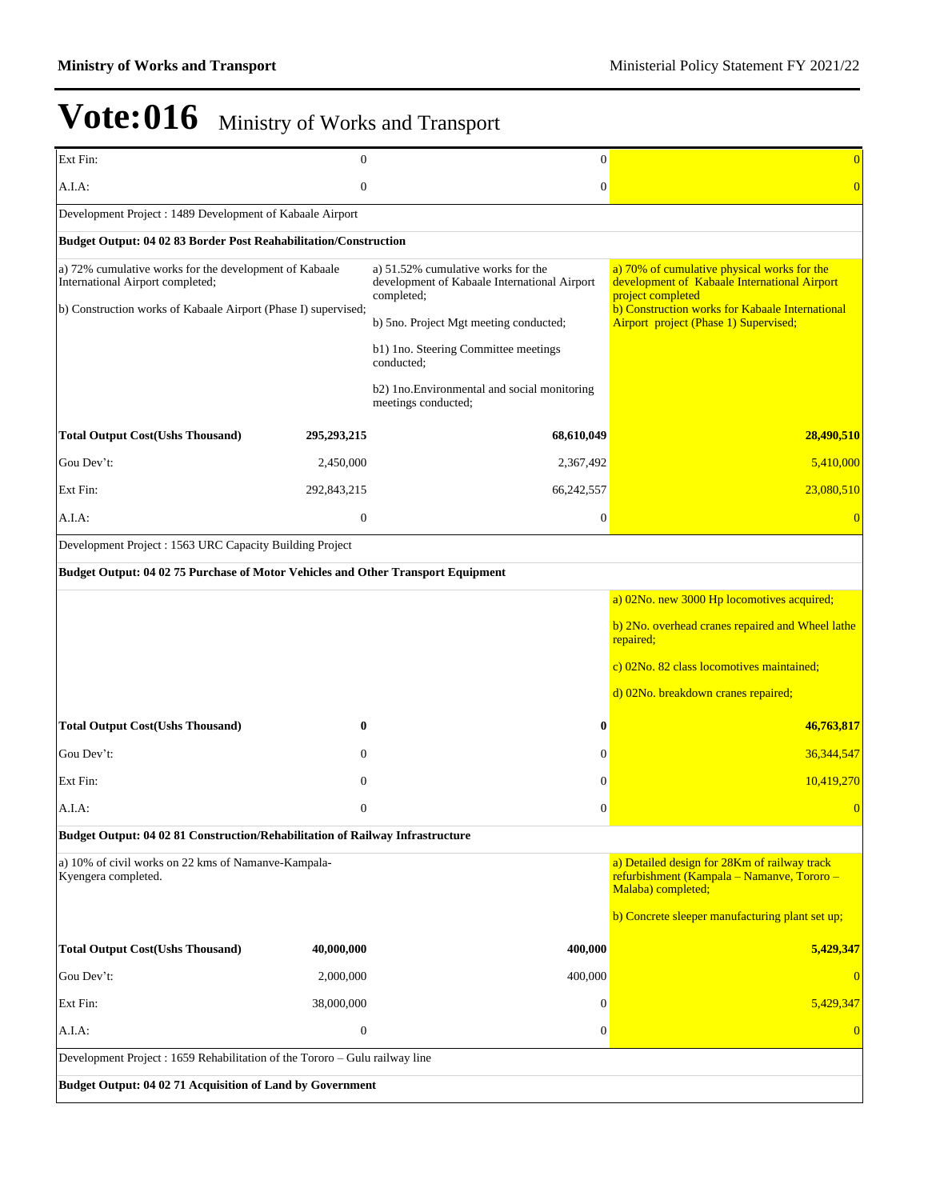# Vote:016 Ministry of Works and Transport

| | | | |
|---|---|---|---|
| Ext Fin: | 0 | 0 | 0 |
| A.I.A: | 0 | 0 | 0 |
| Development Project : 1489 Development of Kabaale Airport | | | |
| **Budget Output: 04 02 83 Border Post Reahabilitation/Construction** | | | |
| a) 72% cumulative works for the development of Kabaale International Airport completed;<br><br>b) Construction works of Kabaale Airport (Phase I) supervised; | | a) 51.52% cumulative works for the development of Kabaale International Airport completed;<br><br>b) 5no. Project Mgt meeting conducted;<br><br>b1) 1no. Steering Committee meetings conducted;<br><br>b2) 1no.Environmental and social monitoring meetings conducted; | a) 70% of cumulative physical works for the development of Kabaale International Airport project completed<br>b) Construction works for Kabaale International Airport project (Phase 1) Supervised; |
| **Total Output Cost(Ushs Thousand)** | **295,293,215** | **68,610,049** | **28,490,510** |
| Gou Dev't: | 2,450,000 | 2,367,492 | 5,410,000 |
| Ext Fin: | 292,843,215 | 66,242,557 | 23,080,510 |
| A.I.A: | 0 | 0 | 0 |
| Development Project : 1563 URC Capacity Building Project | | | |
| **Budget Output: 04 02 75 Purchase of Motor Vehicles and Other Transport Equipment** | | | |
| | | | a) 02No. new 3000 Hp locomotives acquired;<br><br>b) 2No. overhead cranes repaired and Wheel lathe repaired;<br><br>c) 02No. 82 class locomotives maintained;<br><br>d) 02No. breakdown cranes repaired; |
| **Total Output Cost(Ushs Thousand)** | **0** | **0** | **46,763,817** |
| Gou Dev't: | 0 | 0 | 36,344,547 |
| Ext Fin: | 0 | 0 | 10,419,270 |
| A.I.A: | 0 | 0 | 0 |
| **Budget Output: 04 02 81 Construction/Rehabilitation of Railway Infrastructure** | | | |
| a) 10% of civil works on 22 kms of Namanve-Kampala-Kyengera completed. | | | a) Detailed design for 28Km of railway track refurbishment (Kampala – Namanve, Tororo – Malaba) completed;<br><br>b) Concrete sleeper manufacturing plant set up; |
| **Total Output Cost(Ushs Thousand)** | **40,000,000** | **400,000** | **5,429,347** |
| Gou Dev't: | 2,000,000 | 400,000 | 0 |
| Ext Fin: | 38,000,000 | 0 | 5,429,347 |
| A.I.A: | 0 | 0 | 0 |
| Development Project : 1659 Rehabilitation of the Tororo – Gulu railway line | | | |
| **Budget Output: 04 02 71 Acquisition of Land by Government** | | | |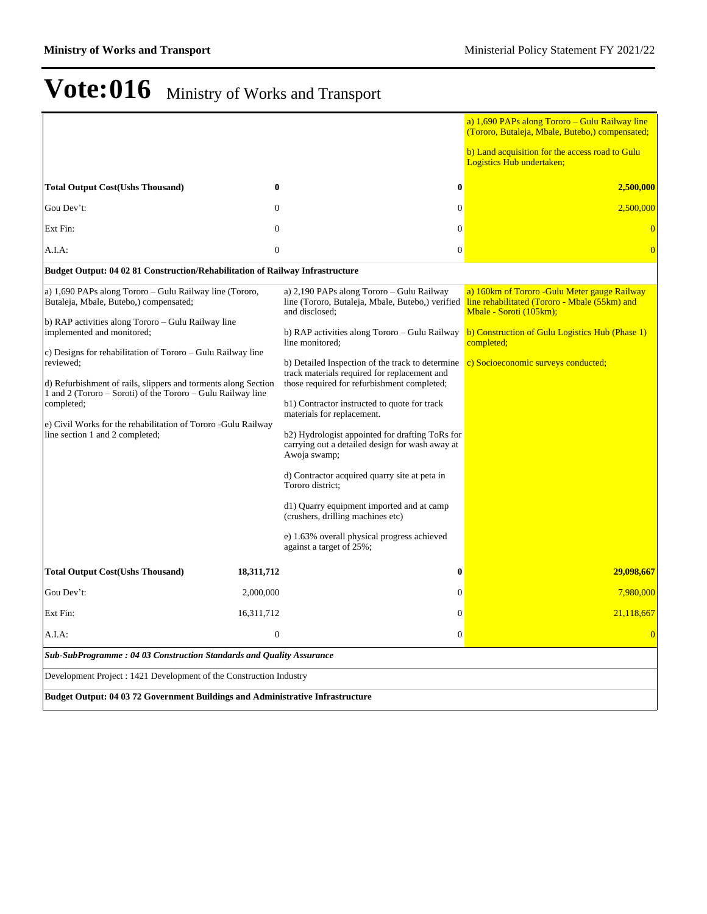# Vote:016 Ministry of Works and Transport

| | | |
|---|---|---|
| | | a) 1,690 PAPs along Tororo – Gulu Railway line (Tororo, Butaleja, Mbale, Butebo,) compensated;<br><br>b) Land acquisition for the access road to Gulu Logistics Hub undertaken; |
| **Total Output Cost(Ushs Thousand)** **0** | **0** | **2,500,000** |
| Gou Dev't: 0 | 0 | 2,500,000 |
| Ext Fin: 0 | 0 | 0 |
| A.I.A: 0 | 0 | 0 |
| **Budget Output: 04 02 81 Construction/Rehabilitation of Railway Infrastructure** | | |
| a) 1,690 PAPs along Tororo – Gulu Railway line (Tororo, Butaleja, Mbale, Butebo,) compensated;<br><br>b) RAP activities along Tororo – Gulu Railway line implemented and monitored;<br><br>c) Designs for rehabilitation of Tororo – Gulu Railway line reviewed;<br><br>d) Refurbishment of rails, slippers and torments along Section 1 and 2 (Tororo – Soroti) of the Tororo – Gulu Railway line completed;<br><br>e) Civil Works for the rehabilitation of Tororo -Gulu Railway line section 1 and 2 completed; | a) 2,190 PAPs along Tororo – Gulu Railway line (Tororo, Butaleja, Mbale, Butebo,) verified and disclosed;<br><br>b) RAP activities along Tororo – Gulu Railway line monitored;<br><br>b) Detailed Inspection of the track to determine track materials required for replacement and those required for refurbishment completed;<br><br>b1) Contractor instructed to quote for track materials for replacement.<br><br>b2) Hydrologist appointed for drafting ToRs for carrying out a detailed design for wash away at Awoja swamp;<br><br>d) Contractor acquired quarry site at peta in Tororo district;<br><br>d1) Quarry equipment imported and at camp (crushers, drilling machines etc)<br><br>e) 1.63% overall physical progress achieved against a target of 25%; | a) 160km of Tororo -Gulu Meter gauge Railway line rehabilitated (Tororo - Mbale (55km) and Mbale - Soroti (105km);<br><br>b) Construction of Gulu Logistics Hub (Phase 1) completed;<br><br>c) Socioeconomic surveys conducted; |
| **Total Output Cost(Ushs Thousand)** **18,311,712** | **0** | **29,098,667** |
| Gou Dev't: 2,000,000 | 0 | 7,980,000 |
| Ext Fin: 16,311,712 | 0 | 21,118,667 |
| A.I.A: 0 | 0 | 0 |

***Sub-SubProgramme : 04 03 Construction Standards and Quality Assurance***

Development Project : 1421 Development of the Construction Industry

**Budget Output: 04 03 72 Government Buildings and Administrative Infrastructure**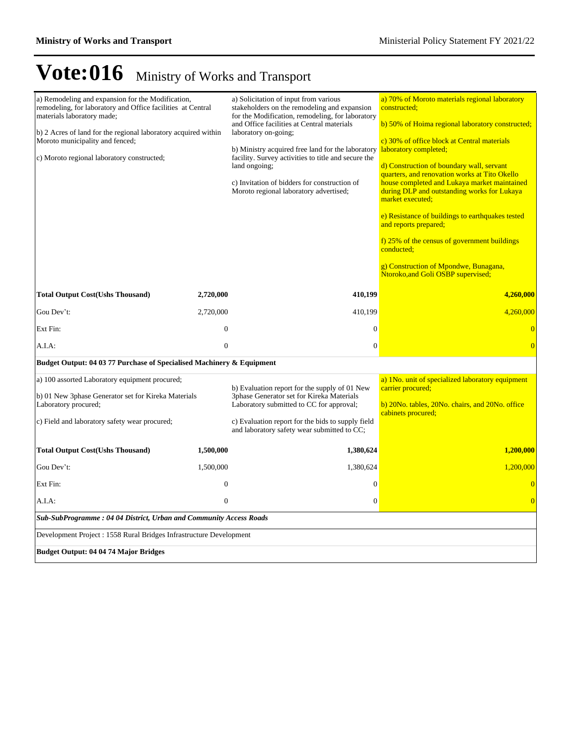# Vote:016 Ministry of Works and Transport

| | | | |
|---|---|---|---|
| a) Remodeling and expansion for the Modification, remodeling, for laboratory and Office facilities at Central materials laboratory made;<br><br>b) 2 Acres of land for the regional laboratory acquired within Moroto municipality and fenced;<br><br>c) Moroto regional laboratory constructed; | | a) Solicitation of input from various stakeholders on the remodeling and expansion for the Modification, remodeling, for laboratory and Office facilities at Central materials laboratory on-going;<br><br>b) Ministry acquired free land for the laboratory facility. Survey activities to title and secure the land ongoing;<br><br>c) Invitation of bidders for construction of Moroto regional laboratory advertised; | a) 70% of Moroto materials regional laboratory constructed;<br><br>b) 50% of Hoima regional laboratory constructed;<br><br>c) 30% of office block at Central materials laboratory completed;<br><br>d) Construction of boundary wall, servant quarters, and renovation works at Tito Okello house completed and Lukaya market maintained during DLP and outstanding works for Lukaya market executed;<br><br>e) Resistance of buildings to earthquakes tested and reports prepared;<br><br>f) 25% of the census of government buildings conducted;<br><br>g) Construction of Mpondwe, Bunagana, Ntoroko,and Goli OSBP supervised; |
| **Total Output Cost(Ushs Thousand)** | **2,720,000** | **410,199** | **4,260,000** |
| Gou Dev't: | 2,720,000 | 410,199 | 4,260,000 |
| Ext Fin: | 0 | 0 | 0 |
| A.I.A: | 0 | 0 | 0 |
| **Budget Output: 04 03 77 Purchase of Specialised Machinery & Equipment** | | | |
| a) 100 assorted Laboratory equipment procured;<br><br>b) 01 New 3phase Generator set for Kireka Materials Laboratory procured;<br><br>c) Field and laboratory safety wear procured; | | b) Evaluation report for the supply of 01 New 3phase Generator set for Kireka Materials Laboratory submitted to CC for approval;<br><br>c) Evaluation report for the bids to supply field and laboratory safety wear submitted to CC; | a) 1No. unit of specialized laboratory equipment carrier procured;<br><br>b) 20No. tables, 20No. chairs, and 20No. office cabinets procured; |
| **Total Output Cost(Ushs Thousand)** | **1,500,000** | **1,380,624** | **1,200,000** |
| Gou Dev't: | 1,500,000 | 1,380,624 | 1,200,000 |
| Ext Fin: | 0 | 0 | 0 |
| A.I.A: | 0 | 0 | 0 |
| ***Sub-SubProgramme : 04 04 District, Urban and Community Access Roads*** | | | |
| Development Project : 1558 Rural Bridges Infrastructure Development | | | |
| **Budget Output: 04 04 74 Major Bridges** | | | |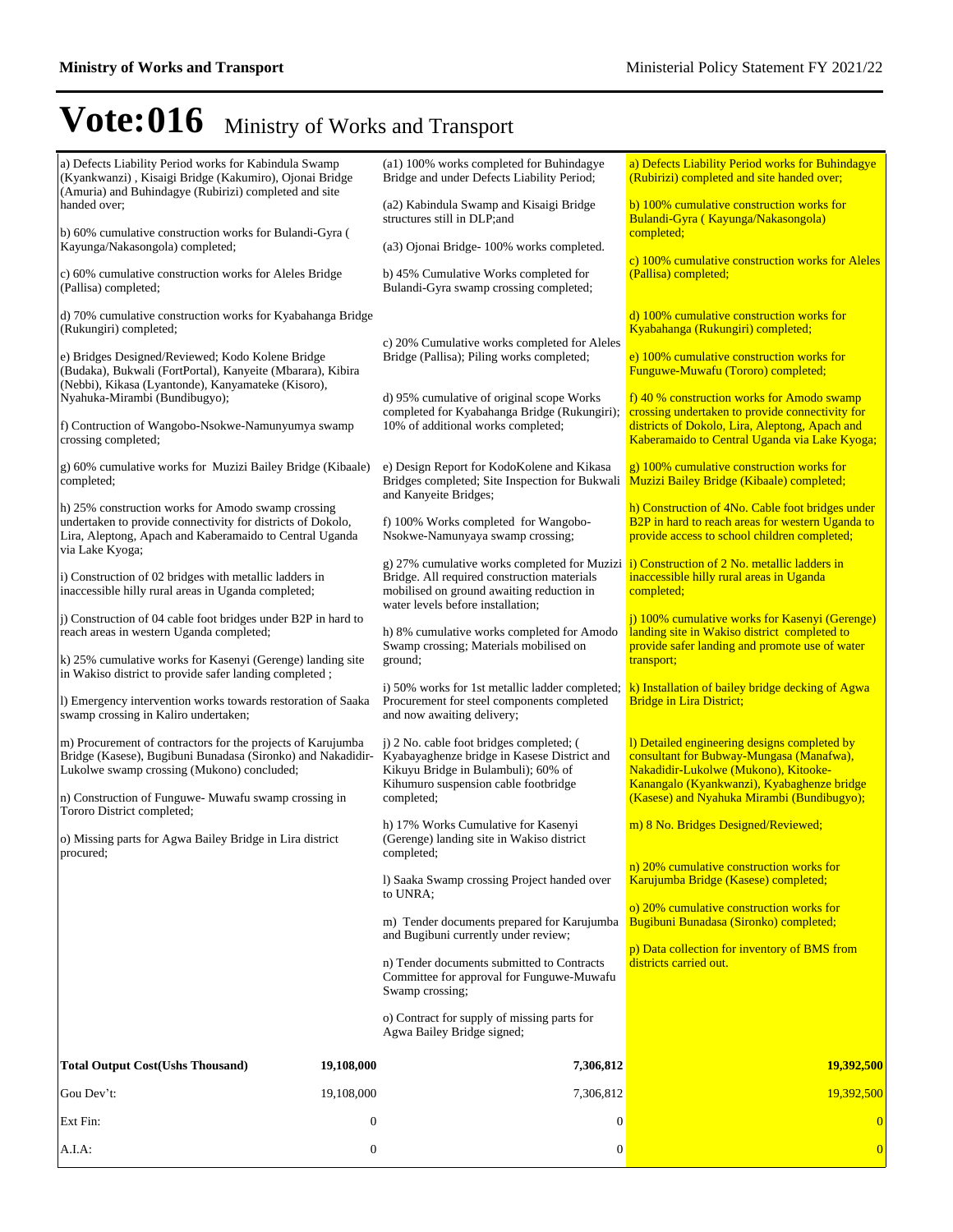# Vote:016 Ministry of Works and Transport

| | | |
|---|---|---|
| a) Defects Liability Period works for Kabindula Swamp (Kyankwanzi) , Kisaigi Bridge (Kakumiro), Ojonai Bridge (Amuria) and Buhindagye (Rubirizi) completed and site handed over;<br><br>b) 60% cumulative construction works for Bulandi-Gyra ( Kayunga/Nakasongola) completed;<br><br>c) 60% cumulative construction works for Aleles Bridge (Pallisa) completed;<br><br>d) 70% cumulative construction works for Kyabahanga Bridge (Rukungiri) completed;<br><br>e) Bridges Designed/Reviewed; Kodo Kolene Bridge (Budaka), Bukwali (FortPortal), Kanyeite (Mbarara), Kibira (Nebbi), Kikasa (Lyantonde), Kanyamateke (Kisoro), Nyahuka-Mirambi (Bundibugyo);<br><br>f) Contruction of Wangobo-Nsokwe-Namunyumya swamp crossing completed;<br><br>g) 60% cumulative works for Muzizi Bailey Bridge (Kibaale) completed;<br><br>h) 25% construction works for Amodo swamp crossing undertaken to provide connectivity for districts of Dokolo, Lira, Aleptong, Apach and Kaberamaido to Central Uganda via Lake Kyoga;<br><br>i) Construction of 02 bridges with metallic ladders in inaccessible hilly rural areas in Uganda completed;<br><br>j) Construction of 04 cable foot bridges under B2P in hard to reach areas in western Uganda completed;<br><br>k) 25% cumulative works for Kasenyi (Gerenge) landing site in Wakiso district to provide safer landing completed ;<br><br>l) Emergency intervention works towards restoration of Saaka swamp crossing in Kaliro undertaken;<br><br>m) Procurement of contractors for the projects of Karujumba Bridge (Kasese), Bugibuni Bunadasa (Sironko) and Nakadidir-Lukolwe swamp crossing (Mukono) concluded;<br><br>n) Construction of Funguwe- Muwafu swamp crossing in Tororo District completed;<br><br>o) Missing parts for Agwa Bailey Bridge in Lira district procured; | (a1) 100% works completed for Buhindagye Bridge and under Defects Liability Period;<br><br>(a2) Kabindula Swamp and Kisaigi Bridge structures still in DLP;and<br><br>(a3) Ojonai Bridge- 100% works completed.<br><br>b) 45% Cumulative Works completed for Bulandi-Gyra swamp crossing completed;<br><br>c) 20% Cumulative works completed for Aleles Bridge (Pallisa); Piling works completed;<br><br>d) 95% cumulative of original scope Works completed for Kyabahanga Bridge (Rukungiri); 10% of additional works completed;<br><br>e) Design Report for KodoKolene and Kikasa Bridges completed; Site Inspection for Bukwali and Kanyeite Bridges;<br><br>f) 100% Works completed for Wangobo-Nsokwe-Namunyaya swamp crossing;<br><br>g) 27% cumulative works completed for Muzizi Bridge. All required construction materials mobilised on ground awaiting reduction in water levels before installation;<br><br>h) 8% cumulative works completed for Amodo Swamp crossing; Materials mobilised on ground;<br><br>i) 50% works for 1st metallic ladder completed; Procurement for steel components completed and now awaiting delivery;<br><br>j) 2 No. cable foot bridges completed; ( Kyabayaghenze bridge in Kasese District and Kikuyu Bridge in Bulambuli); 60% of Kihumuro suspension cable footbridge completed;<br><br>h) 17% Works Cumulative for Kasenyi (Gerenge) landing site in Wakiso district completed;<br><br>l) Saaka Swamp crossing Project handed over to UNRA;<br><br>m) Tender documents prepared for Karujumba and Bugibuni currently under review;<br><br>n) Tender documents submitted to Contracts Committee for approval for Funguwe-Muwafu Swamp crossing;<br><br>o) Contract for supply of missing parts for Agwa Bailey Bridge signed; | a) Defects Liability Period works for Buhindagye (Rubirizi) completed and site handed over;<br><br>b) 100% cumulative construction works for Bulandi-Gyra ( Kayunga/Nakasongola) completed;<br><br>c) 100% cumulative construction works for Aleles (Pallisa) completed;<br><br>d) 100% cumulative construction works for Kyabahanga (Rukungiri) completed;<br><br>e) 100% cumulative construction works for Funguwe-Muwafu (Tororo) completed;<br><br>f) 40 % construction works for Amodo swamp crossing undertaken to provide connectivity for districts of Dokolo, Lira, Aleptong, Apach and Kaberamaido to Central Uganda via Lake Kyoga;<br><br>g) 100% cumulative construction works for Muzizi Bailey Bridge (Kibaale) completed;<br><br>h) Construction of 4No. Cable foot bridges under B2P in hard to reach areas for western Uganda to provide access to school children completed;<br><br>i) Construction of 2 No. metallic ladders in inaccessible hilly rural areas in Uganda completed;<br><br>j) 100% cumulative works for Kasenyi (Gerenge) landing site in Wakiso district completed to provide safer landing and promote use of water transport;<br><br>k) Installation of bailey bridge decking of Agwa Bridge in Lira District;<br><br>l) Detailed engineering designs completed by consultant for Bubway-Mungasa (Manafwa), Nakadidir-Lukolwe (Mukono), Kitooke-Kanangalo (Kyankwanzi), Kyabaghenze bridge (Kasese) and Nyahuka Mirambi (Bundibugyo);<br><br>m) 8 No. Bridges Designed/Reviewed;<br><br>n) 20% cumulative construction works for Karujumba Bridge (Kasese) completed;<br><br>o) 20% cumulative construction works for Bugibuni Bunadasa (Sironko) completed;<br><br>p) Data collection for inventory of BMS from districts carried out. |

| | | | |
|---|---|---|---|
| **Total Output Cost(Ushs Thousand)** | **19,108,000** | **7,306,812** | **19,392,500** |
| Gou Dev't: | 19,108,000 | 7,306,812 | 19,392,500 |
| Ext Fin: | 0 | 0 | 0 |
| A.I.A: | 0 | 0 | 0 |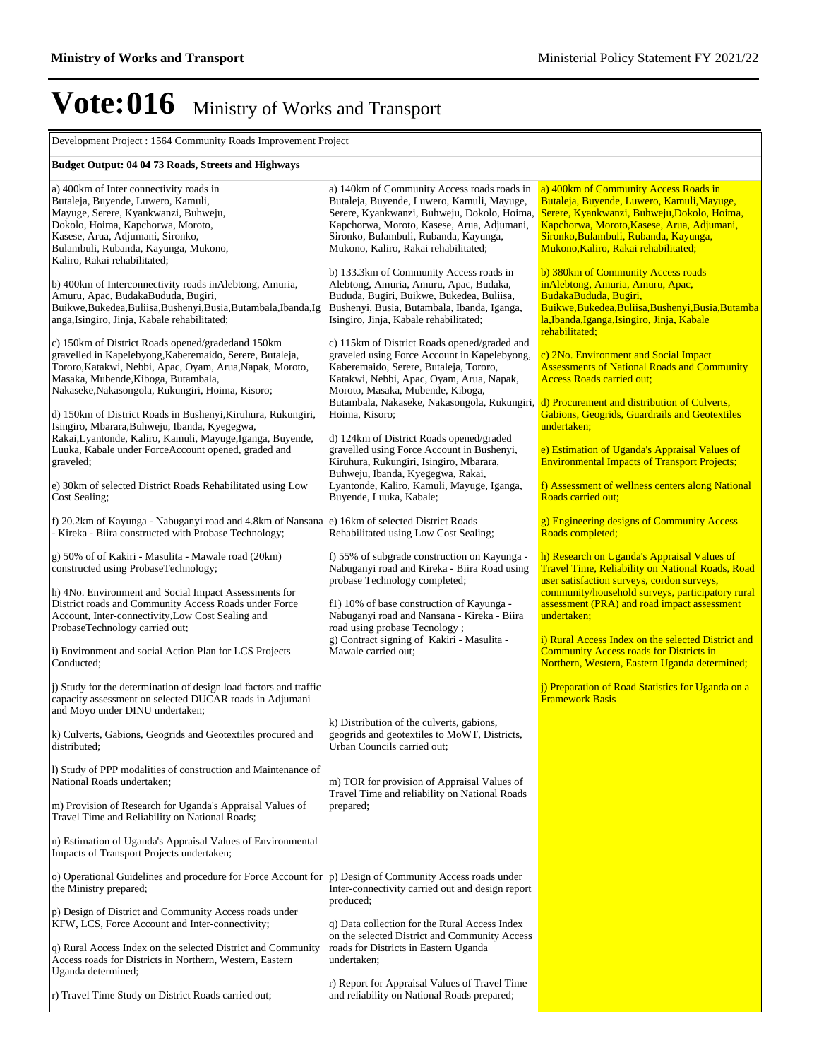# Vote:016 Ministry of Works and Transport

Development Project : 1564 Community Roads Improvement Project

**Budget Output: 04 04 73 Roads, Streets and Highways**

| | | |
|---|---|---|
| a) 400km of Inter connectivity roads in Butaleja, Buyende, Luwero, Kamuli, Mayuge, Serere, Kyankwanzi, Buhweju, Dokolo, Hoima, Kapchorwa, Moroto, Kasese, Arua, Adjumani, Sironko, Bulambuli, Rubanda, Kayunga, Mukono, Kaliro, Rakai rehabilitated;<br><br>b) 400km of Interconnectivity roads inAlebtong, Amuria, Amuru, Apac, BudakaBududa, Bugiri, Buikwe,Bukedea,Buliisa,Bushenyi,Busia,Butambala,Ibanda,Iganga,Isingiro, Jinja, Kabale rehabilitated;<br><br>c) 150km of District Roads opened/gradedand 150km gravelled in Kapelebyong,Kaberemaido, Serere, Butaleja, Tororo,Katakwi, Nebbi, Apac, Oyam, Arua,Napak, Moroto, Masaka, Mubende,Kiboga, Butambala, Nakaseke,Nakasongola, Rukungiri, Hoima, Kisoro;<br><br>d) 150km of District Roads in Bushenyi,Kiruhura, Rukungiri, Isingiro, Mbarara,Buhweju, Ibanda, Kyegegwa, Rakai,Lyantonde, Kaliro, Kamuli, Mayuge,Iganga, Buyende, Luuka, Kabale under ForceAccount opened, graded and graveled;<br><br>e) 30km of selected District Roads Rehabilitated using Low Cost Sealing;<br><br>f) 20.2km of Kayunga - Nabuganyi road and 4.8km of Nansana - Kireka - Biira constructed with Probase Technology;<br><br>g) 50% of of Kakiri - Masulita - Mawale road (20km) constructed using ProbaseTechnology;<br><br>h) 4No. Environment and Social Impact Assessments for District roads and Community Access Roads under Force Account, Inter-connectivity,Low Cost Sealing and ProbaseTechnology carried out;<br><br>i) Environment and social Action Plan for LCS Projects Conducted;<br><br>j) Study for the determination of design load factors and traffic capacity assessment on selected DUCAR roads in Adjumani and Moyo under DINU undertaken;<br><br>k) Culverts, Gabions, Geogrids and Geotextiles procured and distributed;<br><br>l) Study of PPP modalities of construction and Maintenance of National Roads undertaken;<br><br>m) Provision of Research for Uganda's Appraisal Values of Travel Time and Reliability on National Roads;<br><br>n) Estimation of Uganda's Appraisal Values of Environmental Impacts of Transport Projects undertaken;<br><br>o) Operational Guidelines and procedure for Force Account for the Ministry prepared;<br><br>p) Design of District and Community Access roads under KFW, LCS, Force Account and Inter-connectivity;<br><br>q) Rural Access Index on the selected District and Community Access roads for Districts in Northern, Western, Eastern Uganda determined;<br><br>r) Travel Time Study on District Roads carried out; | a) 140km of Community Access roads roads in Butaleja, Buyende, Luwero, Kamuli, Mayuge, Serere, Kyankwanzi, Buhweju, Dokolo, Hoima, Kapchorwa, Moroto, Kasese, Arua, Adjumani, Sironko, Bulambuli, Rubanda, Kayunga, Mukono, Kaliro, Rakai rehabilitated;<br><br>b) 133.3km of Community Access roads in Alebtong, Amuria, Amuru, Apac, Budaka, Bududa, Bugiri, Buikwe, Bukedea, Buliisa, Bushenyi, Busia, Butambala, Ibanda, Iganga, Isingiro, Jinja, Kabale rehabilitated;<br><br>c) 115km of District Roads opened/graded and graveled using Force Account in Kapelebyong, Kaberemaido, Serere, Butaleja, Tororo, Katakwi, Nebbi, Apac, Oyam, Arua, Napak, Moroto, Masaka, Mubende, Kiboga, Butambala, Nakaseke, Nakasongola, Rukungiri, Hoima, Kisoro;<br><br>d) 124km of District Roads opened/graded gravelled using Force Account in Bushenyi, Kiruhura, Rukungiri, Isingiro, Mbarara, Buhweju, Ibanda, Kyegegwa, Rakai, Lyantonde, Kaliro, Kamuli, Mayuge, Iganga, Buyende, Luuka, Kabale;<br><br>e) 16km of selected District Roads Rehabilitated using Low Cost Sealing;<br><br>f) 55% of subgrade construction on Kayunga - Nabuganyi road and Kireka - Biira Road using probase Technology completed;<br><br>f1) 10% of base construction of Kayunga - Nabuganyi road and Nansana - Kireka - Biira road using probase Tecnology ;<br>g) Contract signing of Kakiri - Masulita - Mawale carried out;<br><br>k) Distribution of the culverts, gabions, geogrids and geotextiles to MoWT, Districts, Urban Councils carried out;<br><br>m) TOR for provision of Appraisal Values of Travel Time and reliability on National Roads prepared;<br><br>p) Design of Community Access roads under Inter-connectivity carried out and design report produced;<br><br>q) Data collection for the Rural Access Index on the selected District and Community Access roads for Districts in Eastern Uganda undertaken;<br><br>r) Report for Appraisal Values of Travel Time and reliability on National Roads prepared; | a) 400km of Community Access Roads in Butaleja, Buyende, Luwero, Kamuli,Mayuge, Serere, Kyankwanzi, Buhweju,Dokolo, Hoima, Kapchorwa, Moroto,Kasese, Arua, Adjumani, Sironko,Bulambuli, Rubanda, Kayunga, Mukono,Kaliro, Rakai rehabilitated;<br><br>b) 380km of Community Access roads inAlebtong, Amuria, Amuru, Apac, BudakaBududa, Bugiri, Buikwe,Bukedea,Buliisa,Bushenyi,Busia,Butambala,Ibanda,Iganga,Isingiro, Jinja, Kabale rehabilitated;<br><br>c) 2No. Environment and Social Impact Assessments of National Roads and Community Access Roads carried out;<br><br>d) Procurement and distribution of Culverts, Gabions, Geogrids, Guardrails and Geotextiles undertaken;<br><br>e) Estimation of Uganda's Appraisal Values of Environmental Impacts of Transport Projects;<br><br>f) Assessment of wellness centers along National Roads carried out;<br><br>g) Engineering designs of Community Access Roads completed;<br><br>h) Research on Uganda's Appraisal Values of Travel Time, Reliability on National Roads, Road user satisfaction surveys, cordon surveys, community/household surveys, participatory rural assessment (PRA) and road impact assessment undertaken;<br><br>i) Rural Access Index on the selected District and Community Access roads for Districts in Northern, Western, Eastern Uganda determined;<br><br>j) Preparation of Road Statistics for Uganda on a Framework Basis |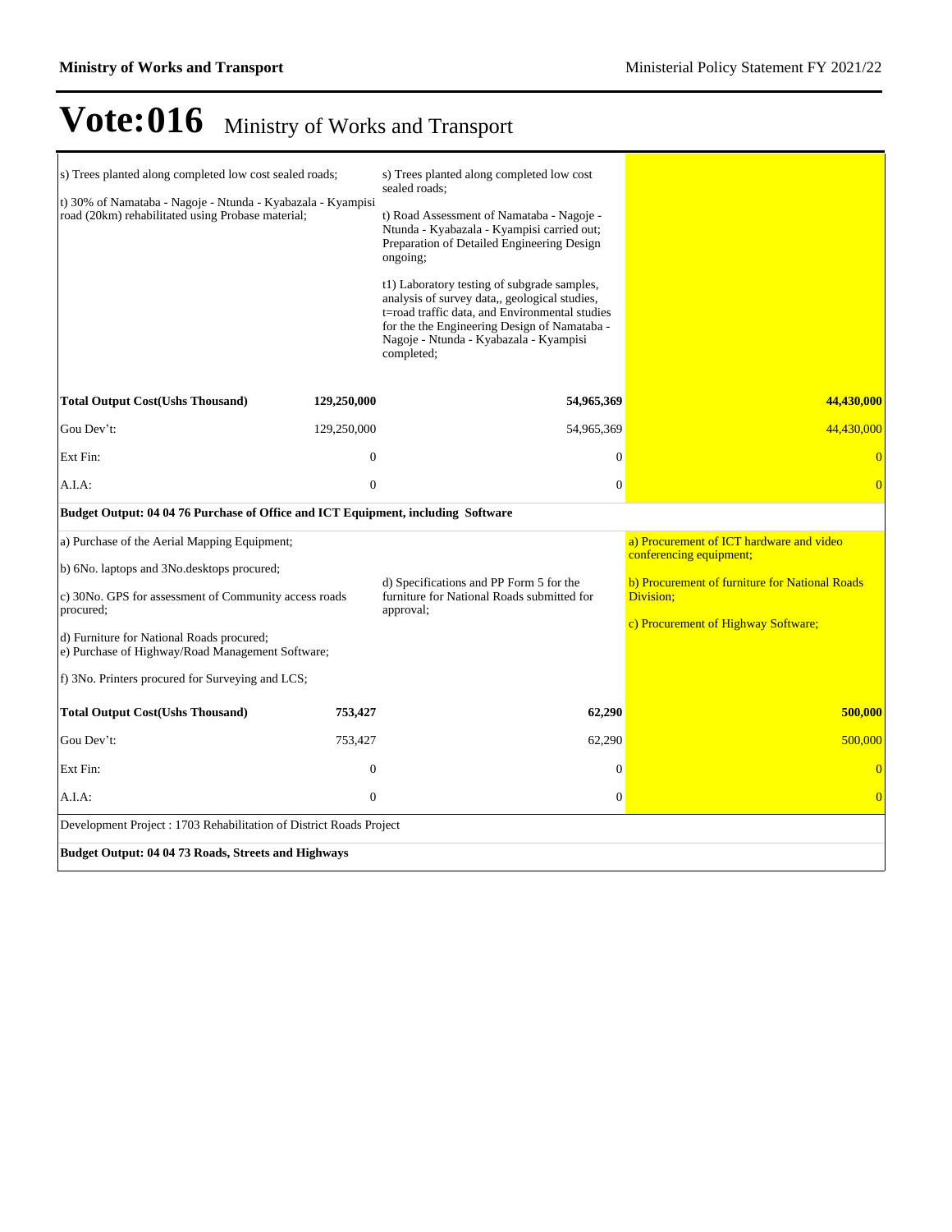# Vote:016 Ministry of Works and Transport

| | | | |
|---|---|---|---|
| s) Trees planted along completed low cost sealed roads;<br><br>t) 30% of Namataba - Nagoje - Ntunda - Kyabazala - Kyampisi road (20km) rehabilitated using Probase material; | | s) Trees planted along completed low cost sealed roads;<br><br>t) Road Assessment of Namataba - Nagoje - Ntunda - Kyabazala - Kyampisi carried out; Preparation of Detailed Engineering Design ongoing;<br><br>t1) Laboratory testing of subgrade samples, analysis of survey data,, geological studies, t=road traffic data, and Environmental studies for the the Engineering Design of Namataba - Nagoje - Ntunda - Kyabazala - Kyampisi completed; | |
| **Total Output Cost(Ushs Thousand)** | **129,250,000** | **54,965,369** | **44,430,000** |
| Gou Dev't: | 129,250,000 | 54,965,369 | 44,430,000 |
| Ext Fin: | 0 | 0 | 0 |
| A.I.A: | 0 | 0 | 0 |
| **Budget Output: 04 04 76 Purchase of Office and ICT Equipment, including Software** | | | |
| a) Purchase of the Aerial Mapping Equipment;<br><br>b) 6No. laptops and 3No.desktops procured;<br><br>c) 30No. GPS for assessment of Community access roads procured;<br><br>d) Furniture for National Roads procured;<br>e) Purchase of Highway/Road Management Software;<br><br>f) 3No. Printers procured for Surveying and LCS; | | d) Specifications and PP Form 5 for the furniture for National Roads submitted for approval; | a) Procurement of ICT hardware and video conferencing equipment;<br><br>b) Procurement of furniture for National Roads Division;<br><br>c) Procurement of Highway Software; |
| **Total Output Cost(Ushs Thousand)** | **753,427** | **62,290** | **500,000** |
| Gou Dev't: | 753,427 | 62,290 | 500,000 |
| Ext Fin: | 0 | 0 | 0 |
| A.I.A: | 0 | 0 | 0 |
| Development Project : 1703 Rehabilitation of District Roads Project | | | |
| **Budget Output: 04 04 73 Roads, Streets and Highways** | | | |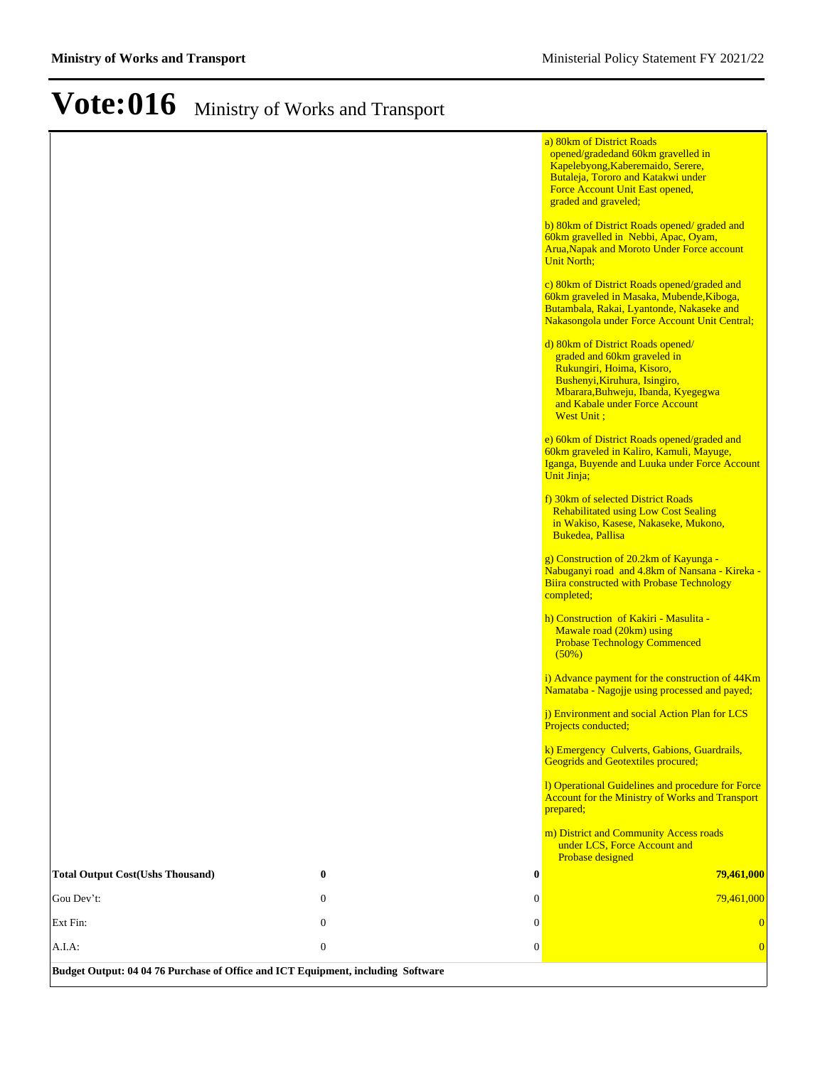# Vote:016 Ministry of Works and Transport

| | | | |
|---|---|---|---|
| | | | a) 80km of District Roads opened/gradedand 60km gravelled in Kapelebyong,Kaberemaido, Serere, Butaleja, Tororo and Katakwi under Force Account Unit East opened, graded and graveled;<br><br>b) 80km of District Roads opened/ graded and 60km gravelled in Nebbi, Apac, Oyam, Arua,Napak and Moroto Under Force account Unit North;<br><br>c) 80km of District Roads opened/graded and 60km graveled in Masaka, Mubende,Kiboga, Butambala, Rakai, Lyantonde, Nakaseke and Nakasongola under Force Account Unit Central;<br><br>d) 80km of District Roads opened/ graded and 60km graveled in Rukungiri, Hoima, Kisoro, Bushenyi,Kiruhura, Isingiro, Mbarara,Buhweju, Ibanda, Kyegegwa and Kabale under Force Account West Unit ;<br><br>e) 60km of District Roads opened/graded and 60km graveled in Kaliro, Kamuli, Mayuge, Iganga, Buyende and Luuka under Force Account Unit Jinja;<br><br>f) 30km of selected District Roads Rehabilitated using Low Cost Sealing in Wakiso, Kasese, Nakaseke, Mukono, Bukedea, Pallisa<br><br>g) Construction of 20.2km of Kayunga - Nabuganyi road and 4.8km of Nansana - Kireka - Biira constructed with Probase Technology completed;<br><br>h) Construction of Kakiri - Masulita - Mawale road (20km) using Probase Technology Commenced (50%)<br><br>i) Advance payment for the construction of 44Km Namataba - Nagojje using processed and payed;<br><br>j) Environment and social Action Plan for LCS Projects conducted;<br><br>k) Emergency Culverts, Gabions, Guardrails, Geogrids and Geotextiles procured;<br><br>l) Operational Guidelines and procedure for Force Account for the Ministry of Works and Transport prepared;<br><br>m) District and Community Access roads under LCS, Force Account and Probase designed |
| **Total Output Cost(Ushs Thousand)** | **0** | **0** | **79,461,000** |
| Gou Dev't: | 0 | 0 | 79,461,000 |
| Ext Fin: | 0 | 0 | 0 |
| A.I.A: | 0 | 0 | 0 |

**Budget Output: 04 04 76 Purchase of Office and ICT Equipment, including Software**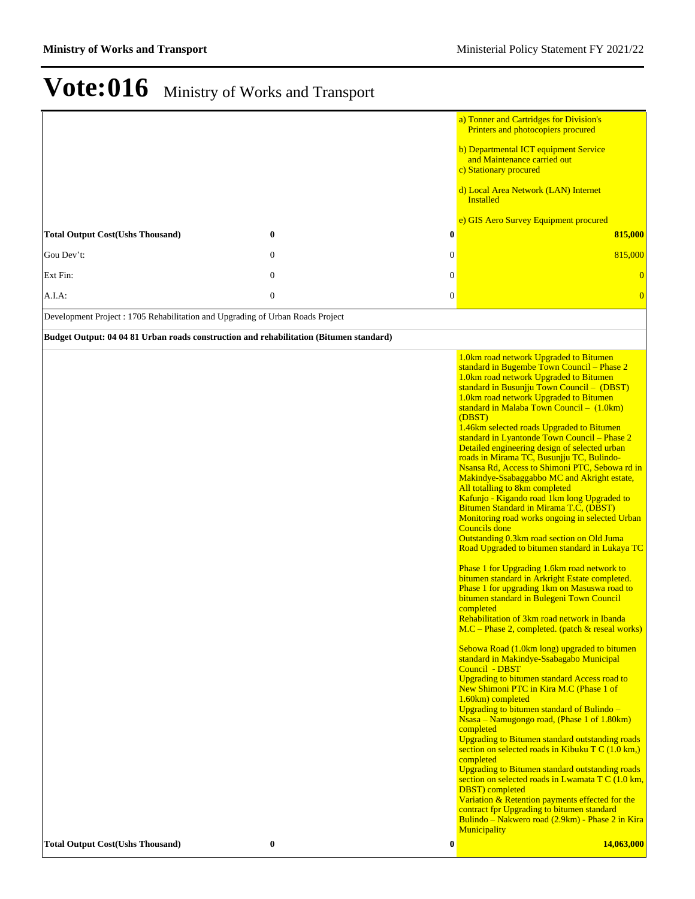# Vote:016 Ministry of Works and Transport

| | | | |
|---|---|---|---|
| | | | a) Tonner and Cartridges for Division's Printers and photocopiers procured<br><br>b) Departmental ICT equipment Service and Maintenance carried out<br>c) Stationary procured<br><br>d) Local Area Network (LAN) Internet Installed<br><br>e) GIS Aero Survey Equipment procured |
| **Total Output Cost(Ushs Thousand)** | **0** | **0** | **815,000** |
| Gou Dev't: | 0 | 0 | 815,000 |
| Ext Fin: | 0 | 0 | 0 |
| A.I.A: | 0 | 0 | 0 |
| Development Project : 1705 Rehabilitation and Upgrading of Urban Roads Project | | | |
| **Budget Output: 04 04 81 Urban roads construction and rehabilitation (Bitumen standard)** | | | |
| | | | 1.0km road network Upgraded to Bitumen standard in Bugembe Town Council – Phase 2<br>1.0km road network Upgraded to Bitumen standard in Busunjju Town Council – (DBST)<br>1.0km road network Upgraded to Bitumen standard in Malaba Town Council – (1.0km) (DBST)<br>1.46km selected roads Upgraded to Bitumen standard in Lyantonde Town Council – Phase 2<br>Detailed engineering design of selected urban roads in Mirama TC, Busunjju TC, Bulindo-Nsansa Rd, Access to Shimoni PTC, Sebowa rd in Makindye-Ssabaggabbo MC and Akright estate, All totalling to 8km completed<br>Kafunjo - Kigando road 1km long Upgraded to Bitumen Standard in Mirama T.C, (DBST)<br>Monitoring road works ongoing in selected Urban Councils done<br>Outstanding 0.3km road section on Old Juma Road Upgraded to bitumen standard in Lukaya TC<br><br>Phase 1 for Upgrading 1.6km road network to bitumen standard in Arkright Estate completed.<br>Phase 1 for upgrading 1km on Masuswa road to bitumen standard in Bulegeni Town Council completed<br>Rehabilitation of 3km road network in Ibanda M.C – Phase 2, completed. (patch & reseal works)<br><br>Sebowa Road (1.0km long) upgraded to bitumen standard in Makindye-Ssabagabo Municipal Council - DBST<br>Upgrading to bitumen standard Access road to New Shimoni PTC in Kira M.C (Phase 1 of 1.60km) completed<br>Upgrading to bitumen standard of Bulindo – Nsasa – Namugongo road, (Phase 1 of 1.80km) completed<br>Upgrading to Bitumen standard outstanding roads section on selected roads in Kibuku T C (1.0 km,) completed<br>Upgrading to Bitumen standard outstanding roads section on selected roads in Lwamata T C (1.0 km, DBST) completed<br>Variation & Retention payments effected for the contract fpr Upgrading to bitumen standard Bulindo – Nakwero road (2.9km) - Phase 2 in Kira Municipality |
| **Total Output Cost(Ushs Thousand)** | **0** | **0** | **14,063,000** |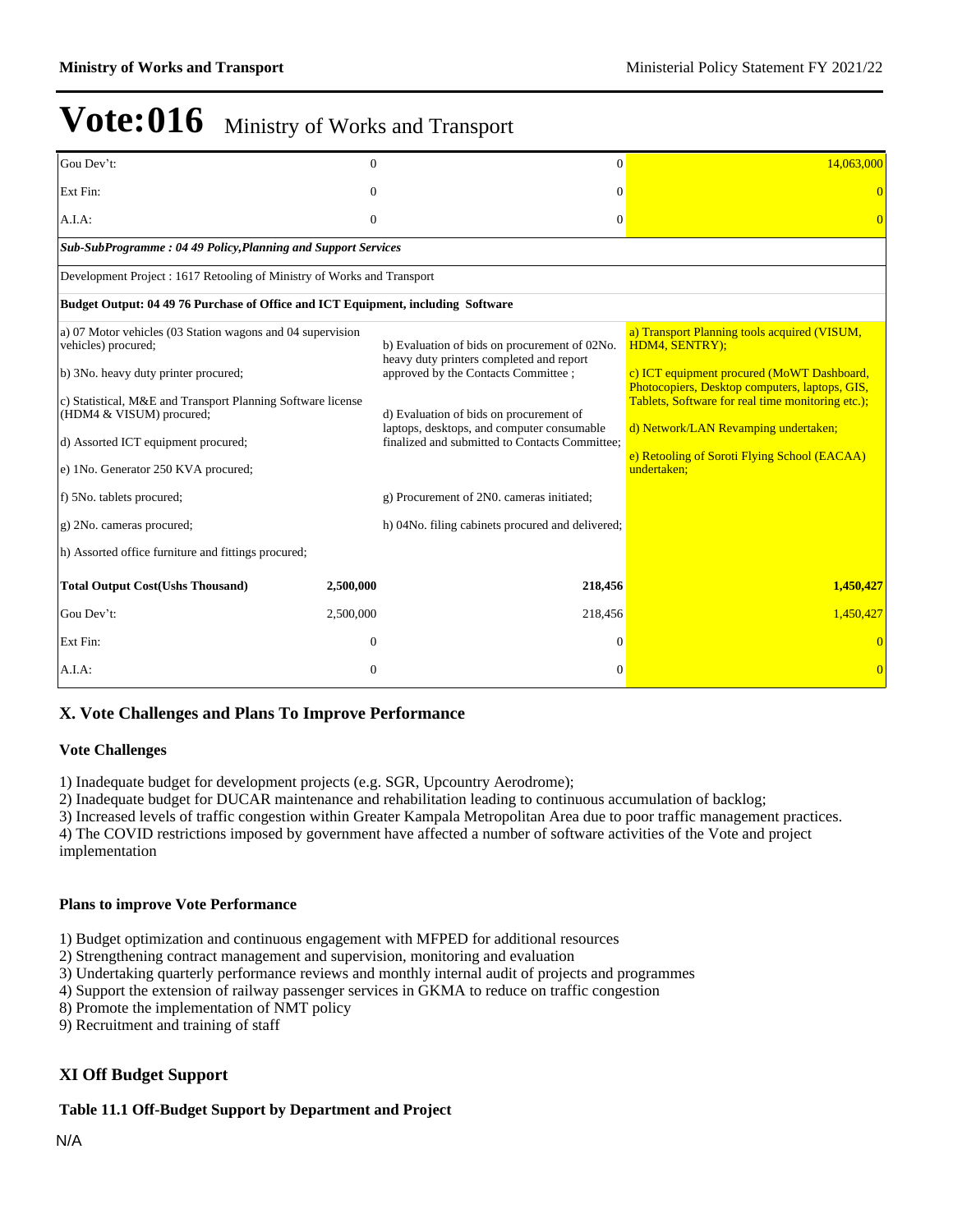# Vote:016 Ministry of Works and Transport

| | | | |
|---|---|---|---|
| Gou Dev't: | 0 | 0 | 14,063,000 |
| Ext Fin: | 0 | 0 | 0 |
| A.I.A: | 0 | 0 | 0 |
| ***Sub-SubProgramme : 04 49 Policy,Planning and Support Services*** | | | |
| Development Project : 1617 Retooling of Ministry of Works and Transport | | | |
| **Budget Output: 04 49 76 Purchase of Office and ICT Equipment, including Software** | | | |
| a) 07 Motor vehicles (03 Station wagons and 04 supervision vehicles) procured;<br><br>b) 3No. heavy duty printer procured;<br><br>c) Statistical, M&E and Transport Planning Software license (HDM4 & VISUM) procured;<br><br>d) Assorted ICT equipment procured;<br><br>e) 1No. Generator 250 KVA procured;<br><br>f) 5No. tablets procured;<br><br>g) 2No. cameras procured;<br><br>h) Assorted office furniture and fittings procured; | | b) Evaluation of bids on procurement of 02No. heavy duty printers completed and report approved by the Contacts Committee ;<br><br>d) Evaluation of bids on procurement of laptops, desktops, and computer consumable finalized and submitted to Contacts Committee;<br><br>g) Procurement of 2N0. cameras initiated;<br><br>h) 04No. filing cabinets procured and delivered; | a) Transport Planning tools acquired (VISUM, HDM4, SENTRY);<br><br>c) ICT equipment procured (MoWT Dashboard, Photocopiers, Desktop computers, laptops, GIS, Tablets, Software for real time monitoring etc.);<br><br>d) Network/LAN Revamping undertaken;<br><br>e) Retooling of Soroti Flying School (EACAA) undertaken; |
| **Total Output Cost(Ushs Thousand)** | **2,500,000** | **218,456** | **1,450,427** |
| Gou Dev't: | 2,500,000 | 218,456 | 1,450,427 |
| Ext Fin: | 0 | 0 | 0 |
| A.I.A: | 0 | 0 | 0 |

## X. Vote Challenges and Plans To Improve Performance

### Vote Challenges

1) Inadequate budget for development projects (e.g. SGR, Upcountry Aerodrome);
2) Inadequate budget for DUCAR maintenance and rehabilitation leading to continuous accumulation of backlog;
3) Increased levels of traffic congestion within Greater Kampala Metropolitan Area due to poor traffic management practices.
4) The COVID restrictions imposed by government have affected a number of software activities of the Vote and project implementation

### Plans to improve Vote Performance

1) Budget optimization and continuous engagement with MFPED for additional resources
2) Strengthening contract management and supervision, monitoring and evaluation
3) Undertaking quarterly performance reviews and monthly internal audit of projects and programmes
4) Support the extension of railway passenger services in GKMA to reduce on traffic congestion
8) Promote the implementation of NMT policy
9) Recruitment and training of staff

## XI Off Budget Support

### Table 11.1 Off-Budget Support by Department and Project

N/A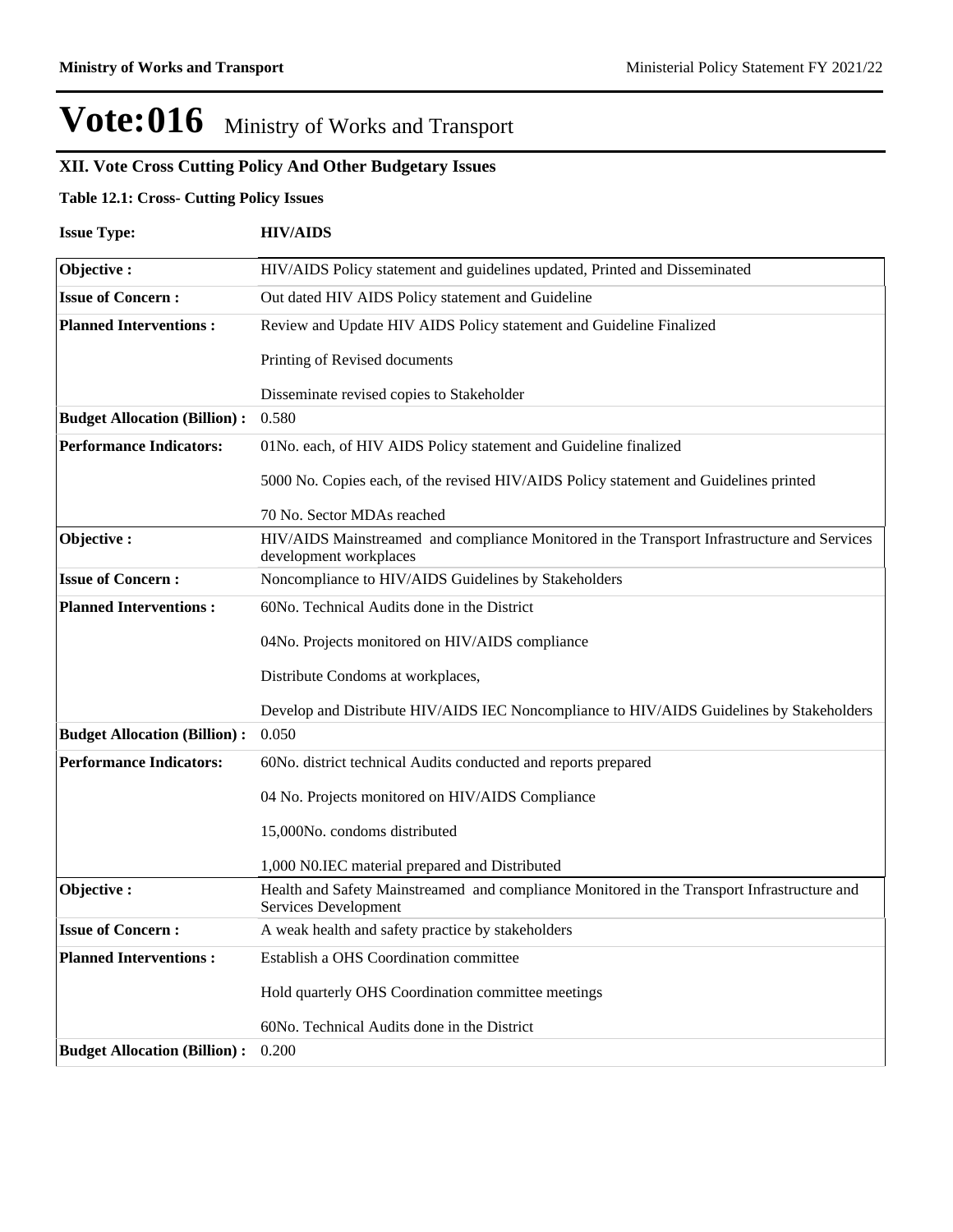# Vote:016 Ministry of Works and Transport

## XII. Vote Cross Cutting Policy And Other Budgetary Issues

**Table 12.1: Cross- Cutting Policy Issues**

**Issue Type:** **HIV/AIDS**

| | |
|---|---|
| **Objective :** | HIV/AIDS Policy statement and guidelines updated, Printed and Disseminated |
| **Issue of Concern :** | Out dated HIV AIDS Policy statement and Guideline |
| **Planned Interventions :** | Review and Update HIV AIDS Policy statement and Guideline Finalized<br><br>Printing of Revised documents<br><br>Disseminate revised copies to Stakeholder |
| **Budget Allocation (Billion) :** | 0.580 |
| **Performance Indicators:** | 01No. each, of HIV AIDS Policy statement and Guideline finalized<br><br>5000 No. Copies each, of the revised HIV/AIDS Policy statement and Guidelines printed<br><br>70 No. Sector MDAs reached |
| **Objective :** | HIV/AIDS Mainstreamed and compliance Monitored in the Transport Infrastructure and Services development workplaces |
| **Issue of Concern :** | Noncompliance to HIV/AIDS Guidelines by Stakeholders |
| **Planned Interventions :** | 60No. Technical Audits done in the District<br><br>04No. Projects monitored on HIV/AIDS compliance<br><br>Distribute Condoms at workplaces,<br><br>Develop and Distribute HIV/AIDS IEC Noncompliance to HIV/AIDS Guidelines by Stakeholders |
| **Budget Allocation (Billion) :** | 0.050 |
| **Performance Indicators:** | 60No. district technical Audits conducted and reports prepared<br><br>04 No. Projects monitored on HIV/AIDS Compliance<br><br>15,000No. condoms distributed<br><br>1,000 N0.IEC material prepared and Distributed |
| **Objective :** | Health and Safety Mainstreamed and compliance Monitored in the Transport Infrastructure and Services Development |
| **Issue of Concern :** | A weak health and safety practice by stakeholders |
| **Planned Interventions :** | Establish a OHS Coordination committee<br><br>Hold quarterly OHS Coordination committee meetings<br><br>60No. Technical Audits done in the District |
| **Budget Allocation (Billion) :** | 0.200 |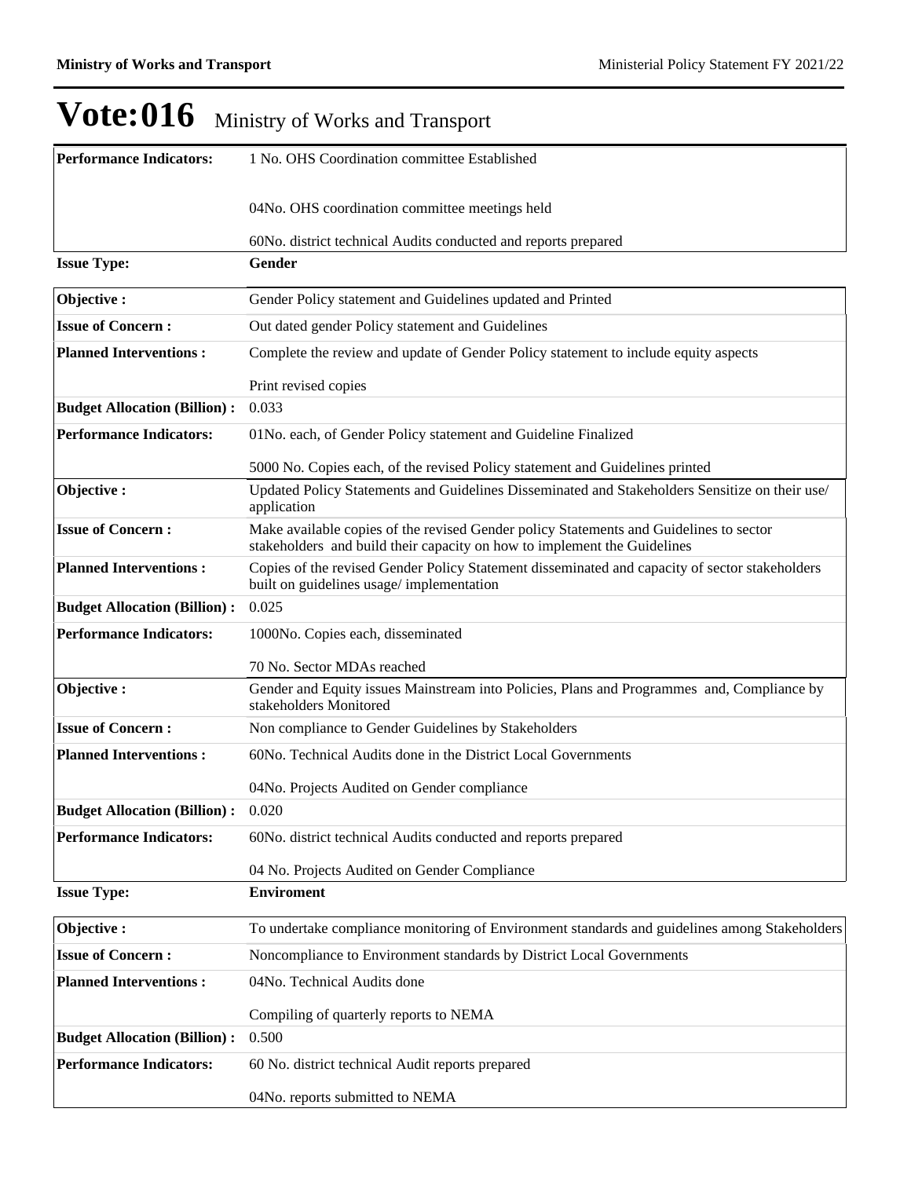# Vote:016 Ministry of Works and Transport

| | |
|---|---|
| **Performance Indicators:** | 1 No. OHS Coordination committee Established<br><br>04No. OHS coordination committee meetings held<br><br>60No. district technical Audits conducted and reports prepared |

| **Issue Type:** | **Gender** |
|---|---|
| **Objective :** | Gender Policy statement and Guidelines updated and Printed |
| **Issue of Concern :** | Out dated gender Policy statement and Guidelines |
| **Planned Interventions :** | Complete the review and update of Gender Policy statement to include equity aspects<br><br>Print revised copies |
| **Budget Allocation (Billion) :** | 0.033 |
| **Performance Indicators:** | 01No. each, of Gender Policy statement and Guideline Finalized<br><br>5000 No. Copies each, of the revised Policy statement and Guidelines printed |
| **Objective :** | Updated Policy Statements and Guidelines Disseminated and Stakeholders Sensitize on their use/ application |
| **Issue of Concern :** | Make available copies of the revised Gender policy Statements and Guidelines to sector stakeholders and build their capacity on how to implement the Guidelines |
| **Planned Interventions :** | Copies of the revised Gender Policy Statement disseminated and capacity of sector stakeholders built on guidelines usage/ implementation |
| **Budget Allocation (Billion) :** | 0.025 |
| **Performance Indicators:** | 1000No. Copies each, disseminated<br><br>70 No. Sector MDAs reached |
| **Objective :** | Gender and Equity issues Mainstream into Policies, Plans and Programmes and, Compliance by stakeholders Monitored |
| **Issue of Concern :** | Non compliance to Gender Guidelines by Stakeholders |
| **Planned Interventions :** | 60No. Technical Audits done in the District Local Governments<br><br>04No. Projects Audited on Gender compliance |
| **Budget Allocation (Billion) :** | 0.020 |
| **Performance Indicators:** | 60No. district technical Audits conducted and reports prepared<br><br>04 No. Projects Audited on Gender Compliance |

| **Issue Type:** | **Enviroment** |
|---|---|
| **Objective :** | To undertake compliance monitoring of Environment standards and guidelines among Stakeholders |
| **Issue of Concern :** | Noncompliance to Environment standards by District Local Governments |
| **Planned Interventions :** | 04No. Technical Audits done<br><br>Compiling of quarterly reports to NEMA |
| **Budget Allocation (Billion) :** | 0.500 |
| **Performance Indicators:** | 60 No. district technical Audit reports prepared<br><br>04No. reports submitted to NEMA |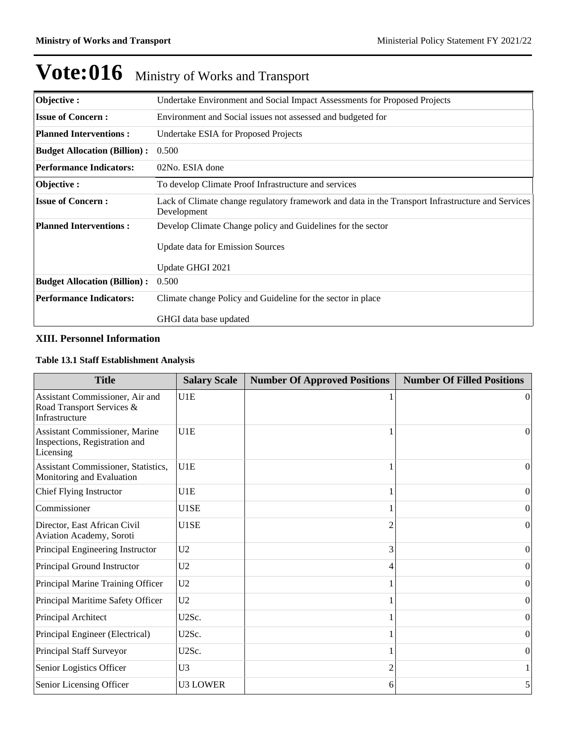# Vote:016 Ministry of Works and Transport

| Objective : | Undertake Environment and Social Impact Assessments for Proposed Projects |
|---|---|
| **Issue of Concern :** | Environment and Social issues not assessed and budgeted for |
| **Planned Interventions :** | Undertake ESIA for Proposed Projects |
| **Budget Allocation (Billion) :** | 0.500 |
| **Performance Indicators:** | 02No. ESIA done |

| Objective : | To develop Climate Proof Infrastructure and services |
|---|---|
| **Issue of Concern :** | Lack of Climate change regulatory framework and data in the Transport Infrastructure and Services Development |
| **Planned Interventions :** | Develop Climate Change policy and Guidelines for the sector<br><br>Update data for Emission Sources<br><br>Update GHGI 2021 |
| **Budget Allocation (Billion) :** | 0.500 |
| **Performance Indicators:** | Climate change Policy and Guideline for the sector in place<br><br>GHGI data base updated |

### XIII. Personnel Information

**Table 13.1 Staff Establishment Analysis**

| Title | Salary Scale | Number Of Approved Positions | Number Of Filled Positions |
|---|---|---|---|
| Assistant Commissioner, Air and Road Transport Services & Infrastructure | U1E | 1 | 0 |
| Assistant Commissioner, Marine Inspections, Registration and Licensing | U1E | 1 | 0 |
| Assistant Commissioner, Statistics, Monitoring and Evaluation | U1E | 1 | 0 |
| Chief Flying Instructor | U1E | 1 | 0 |
| Commissioner | U1SE | 1 | 0 |
| Director, East African Civil Aviation Academy, Soroti | U1SE | 2 | 0 |
| Principal Engineering Instructor | U2 | 3 | 0 |
| Principal Ground Instructor | U2 | 4 | 0 |
| Principal Marine Training Officer | U2 | 1 | 0 |
| Principal Maritime Safety Officer | U2 | 1 | 0 |
| Principal Architect | U2Sc. | 1 | 0 |
| Principal Engineer (Electrical) | U2Sc. | 1 | 0 |
| Principal Staff Surveyor | U2Sc. | 1 | 0 |
| Senior Logistics Officer | U3 | 2 | 1 |
| Senior Licensing Officer | U3 LOWER | 6 | 5 |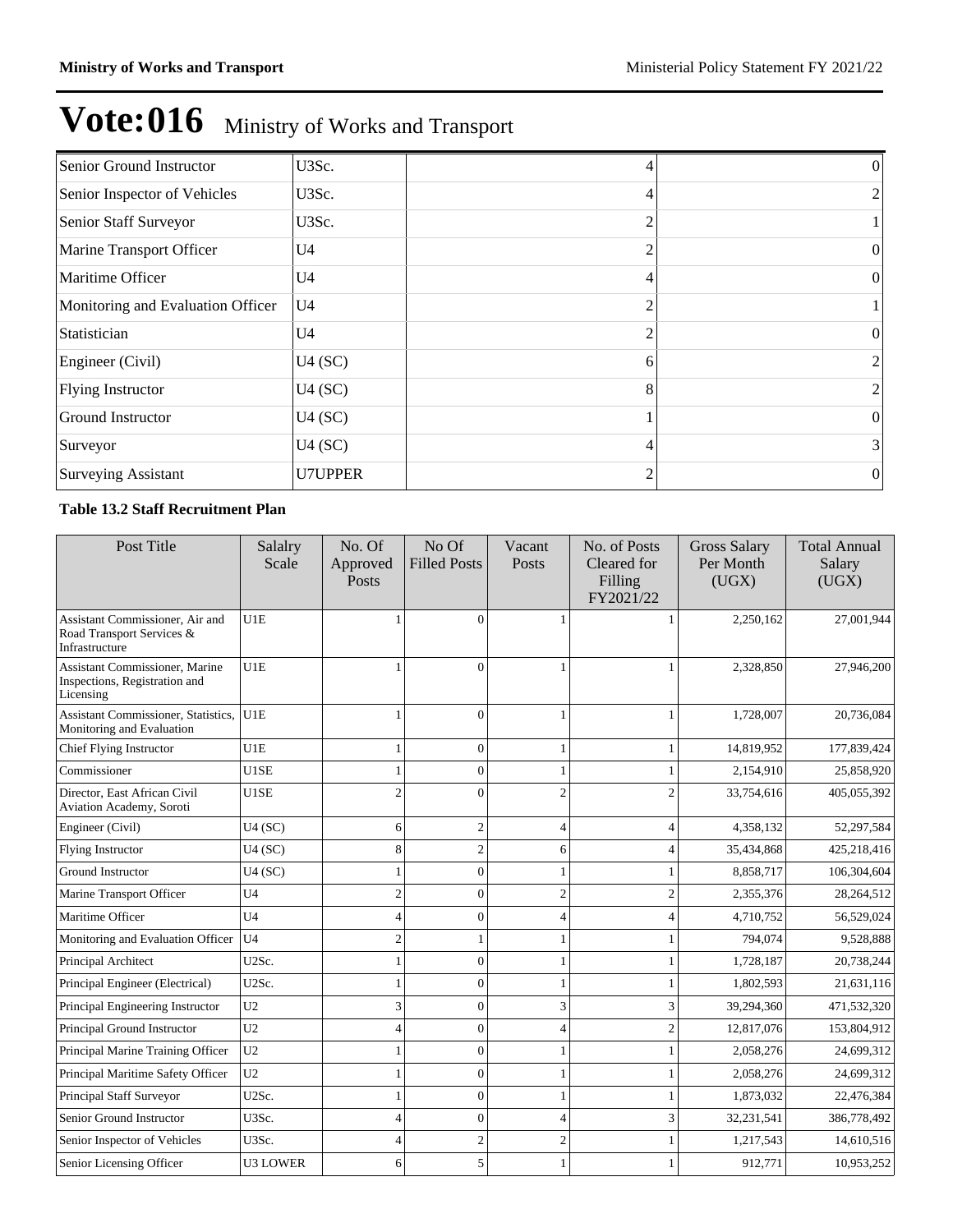# Vote:016 Ministry of Works and Transport

| | | | |
|---|---|---|---|
| Senior Ground Instructor | U3Sc. | 4 | 0 |
| Senior Inspector of Vehicles | U3Sc. | 4 | 2 |
| Senior Staff Surveyor | U3Sc. | 2 | 1 |
| Marine Transport Officer | U4 | 2 | 0 |
| Maritime Officer | U4 | 4 | 0 |
| Monitoring and Evaluation Officer | U4 | 2 | 1 |
| Statistician | U4 | 2 | 0 |
| Engineer (Civil) | U4 (SC) | 6 | 2 |
| Flying Instructor | U4 (SC) | 8 | 2 |
| Ground Instructor | U4 (SC) | 1 | 0 |
| Surveyor | U4 (SC) | 4 | 3 |
| Surveying Assistant | U7UPPER | 2 | 0 |

**Table 13.2 Staff Recruitment Plan**

| Post Title | Salalry Scale | No. Of Approved Posts | No Of Filled Posts | Vacant Posts | No. of Posts Cleared for Filling FY2021/22 | Gross Salary Per Month (UGX) | Total Annual Salary (UGX) |
|---|---|---|---|---|---|---|---|
| Assistant Commissioner, Air and Road Transport Services & Infrastructure | U1E | 1 | 0 | 1 | 1 | 2,250,162 | 27,001,944 |
| Assistant Commissioner, Marine Inspections, Registration and Licensing | U1E | 1 | 0 | 1 | 1 | 2,328,850 | 27,946,200 |
| Assistant Commissioner, Statistics, Monitoring and Evaluation | U1E | 1 | 0 | 1 | 1 | 1,728,007 | 20,736,084 |
| Chief Flying Instructor | U1E | 1 | 0 | 1 | 1 | 14,819,952 | 177,839,424 |
| Commissioner | U1SE | 1 | 0 | 1 | 1 | 2,154,910 | 25,858,920 |
| Director, East African Civil Aviation Academy, Soroti | U1SE | 2 | 0 | 2 | 2 | 33,754,616 | 405,055,392 |
| Engineer (Civil) | U4 (SC) | 6 | 2 | 4 | 4 | 4,358,132 | 52,297,584 |
| Flying Instructor | U4 (SC) | 8 | 2 | 6 | 4 | 35,434,868 | 425,218,416 |
| Ground Instructor | U4 (SC) | 1 | 0 | 1 | 1 | 8,858,717 | 106,304,604 |
| Marine Transport Officer | U4 | 2 | 0 | 2 | 2 | 2,355,376 | 28,264,512 |
| Maritime Officer | U4 | 4 | 0 | 4 | 4 | 4,710,752 | 56,529,024 |
| Monitoring and Evaluation Officer | U4 | 2 | 1 | 1 | 1 | 794,074 | 9,528,888 |
| Principal Architect | U2Sc. | 1 | 0 | 1 | 1 | 1,728,187 | 20,738,244 |
| Principal Engineer (Electrical) | U2Sc. | 1 | 0 | 1 | 1 | 1,802,593 | 21,631,116 |
| Principal Engineering Instructor | U2 | 3 | 0 | 3 | 3 | 39,294,360 | 471,532,320 |
| Principal Ground Instructor | U2 | 4 | 0 | 4 | 2 | 12,817,076 | 153,804,912 |
| Principal Marine Training Officer | U2 | 1 | 0 | 1 | 1 | 2,058,276 | 24,699,312 |
| Principal Maritime Safety Officer | U2 | 1 | 0 | 1 | 1 | 2,058,276 | 24,699,312 |
| Principal Staff Surveyor | U2Sc. | 1 | 0 | 1 | 1 | 1,873,032 | 22,476,384 |
| Senior Ground Instructor | U3Sc. | 4 | 0 | 4 | 3 | 32,231,541 | 386,778,492 |
| Senior Inspector of Vehicles | U3Sc. | 4 | 2 | 2 | 1 | 1,217,543 | 14,610,516 |
| Senior Licensing Officer | U3 LOWER | 6 | 5 | 1 | 1 | 912,771 | 10,953,252 |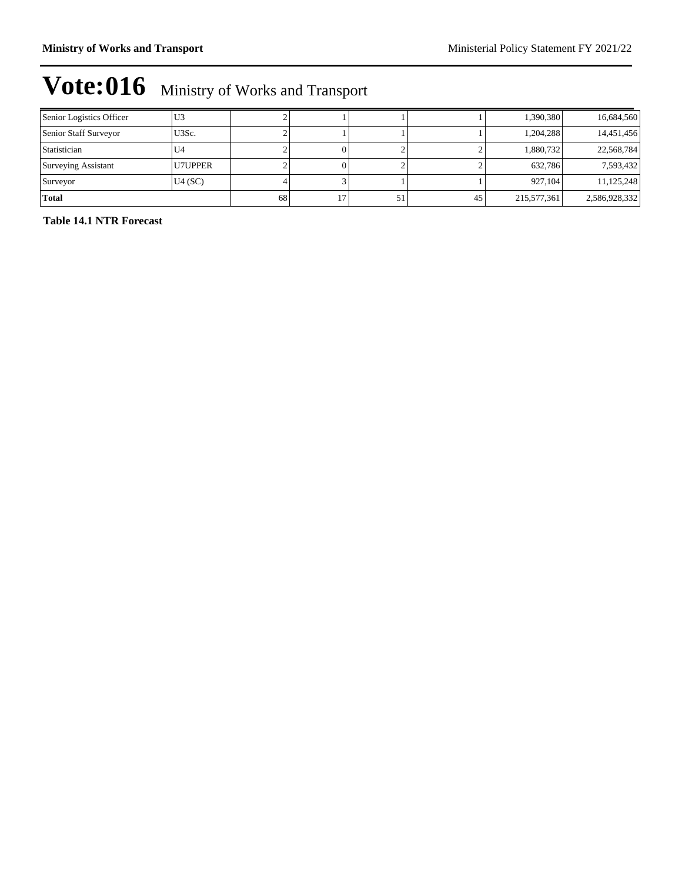# Vote:016 Ministry of Works and Transport

| | | | | | | | |
|---|---|---|---|---|---|---|---|
| Senior Logistics Officer | U3 | 2 | 1 | 1 | 1 | 1,390,380 | 16,684,560 |
| Senior Staff Surveyor | U3Sc. | 2 | 1 | 1 | 1 | 1,204,288 | 14,451,456 |
| Statistician | U4 | 2 | 0 | 2 | 2 | 1,880,732 | 22,568,784 |
| Surveying Assistant | U7UPPER | 2 | 0 | 2 | 2 | 632,786 | 7,593,432 |
| Surveyor | U4 (SC) | 4 | 3 | 1 | 1 | 927,104 | 11,125,248 |
| **Total** | | 68 | 17 | 51 | 45 | 215,577,361 | 2,586,928,332 |

**Table 14.1 NTR Forecast**